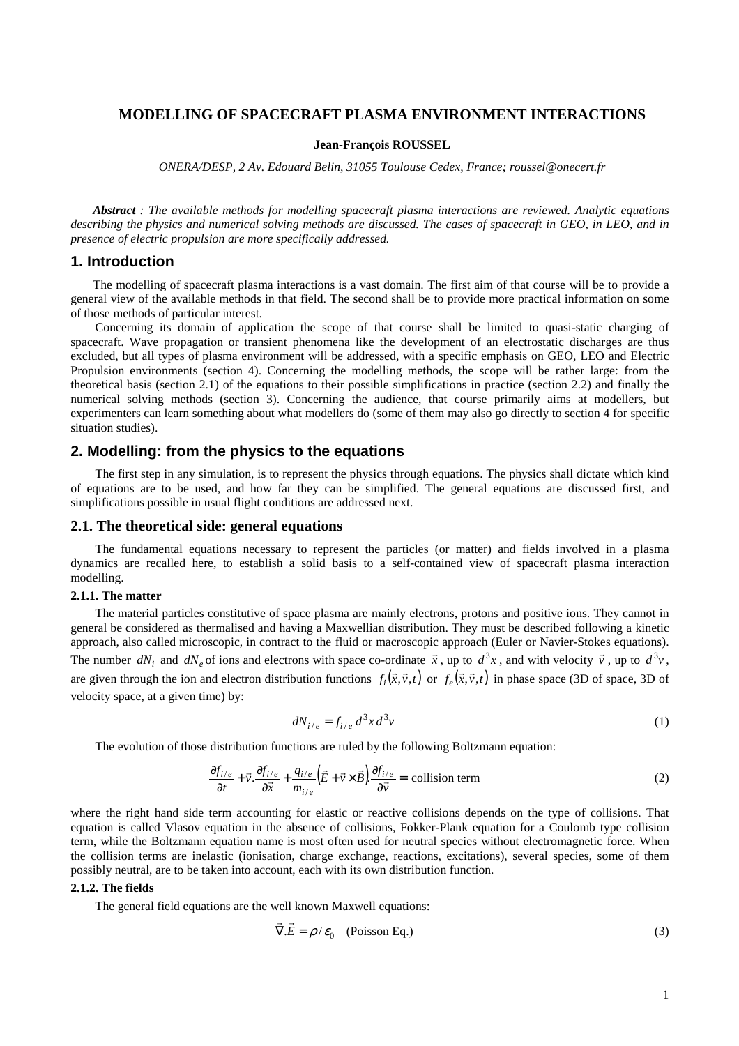# MODELLING OF SPACECRAFT PLASMA ENVIRONMENT INTERACTIONS

**Jean-François ROUSSEL**

*ONERA/DESP, 2 Av. Edouard Belin, 31055 Toulouse Cedex, France; roussel@onecert.fr*

***Abstract*** *: The available methods for modelling spacecraft plasma interactions are reviewed. Analytic equations describing the physics and numerical solving methods are discussed. The cases of spacecraft in GEO, in LEO, and in presence of electric propulsion are more specifically addressed.*

## 1. Introduction

The modelling of spacecraft plasma interactions is a vast domain. The first aim of that course will be to provide a general view of the available methods in that field. The second shall be to provide more practical information on some of those methods of particular interest.

Concerning its domain of application the scope of that course shall be limited to quasi-static charging of spacecraft. Wave propagation or transient phenomena like the development of an electrostatic discharges are thus excluded, but all types of plasma environment will be addressed, with a specific emphasis on GEO, LEO and Electric Propulsion environments (section 4). Concerning the modelling methods, the scope will be rather large: from the theoretical basis (section 2.1) of the equations to their possible simplifications in practice (section 2.2) and finally the numerical solving methods (section 3). Concerning the audience, that course primarily aims at modellers, but experimenters can learn something about what modellers do (some of them may also go directly to section 4 for specific situation studies).

## 2. Modelling: from the physics to the equations

The first step in any simulation, is to represent the physics through equations. The physics shall dictate which kind of equations are to be used, and how far they can be simplified. The general equations are discussed first, and simplifications possible in usual flight conditions are addressed next.

## 2.1. The theoretical side: general equations

The fundamental equations necessary to represent the particles (or matter) and fields involved in a plasma dynamics are recalled here, to establish a solid basis to a self-contained view of spacecraft plasma interaction modelling.

### 2.1.1. The matter

The material particles constitutive of space plasma are mainly electrons, protons and positive ions. They cannot in general be considered as thermalised and having a Maxwellian distribution. They must be described following a kinetic approach, also called microscopic, in contract to the fluid or macroscopic approach (Euler or Navier-Stokes equations). The number $dN_i$ and $dN_e$ of ions and electrons with space co-ordinate $\vec{x}$, up to $d^3x$, and with velocity $\vec{v}$, up to $d^3v$, are given through the ion and electron distribution functions $f_i(\vec{x},\vec{v},t)$ or $f_e(\vec{x},\vec{v},t)$ in phase space (3D of space, 3D of velocity space, at a given time) by:

$$dN_{i/e} = f_{i/e}\, d^3x\, d^3v \tag{1}$$

The evolution of those distribution functions are ruled by the following Boltzmann equation:

$$\frac{\partial f_{i/e}}{\partial t} + \vec{v}.\frac{\partial f_{i/e}}{\partial \vec{x}} + \frac{q_{i/e}}{m_{i/e}}\left(\vec{E} + \vec{v}\times\vec{B}\right).\frac{\partial f_{i/e}}{\partial \vec{v}} = \text{collision term} \tag{2}$$

where the right hand side term accounting for elastic or reactive collisions depends on the type of collisions. That equation is called Vlasov equation in the absence of collisions, Fokker-Plank equation for a Coulomb type collision term, while the Boltzmann equation name is most often used for neutral species without electromagnetic force. When the collision terms are inelastic (ionisation, charge exchange, reactions, excitations), several species, some of them possibly neutral, are to be taken into account, each with its own distribution function.

### 2.1.2. The fields

The general field equations are the well known Maxwell equations:

$$\vec{\nabla}.\vec{E} = \rho / \varepsilon_0 \quad \text{(Poisson Eq.)} \tag{3}$$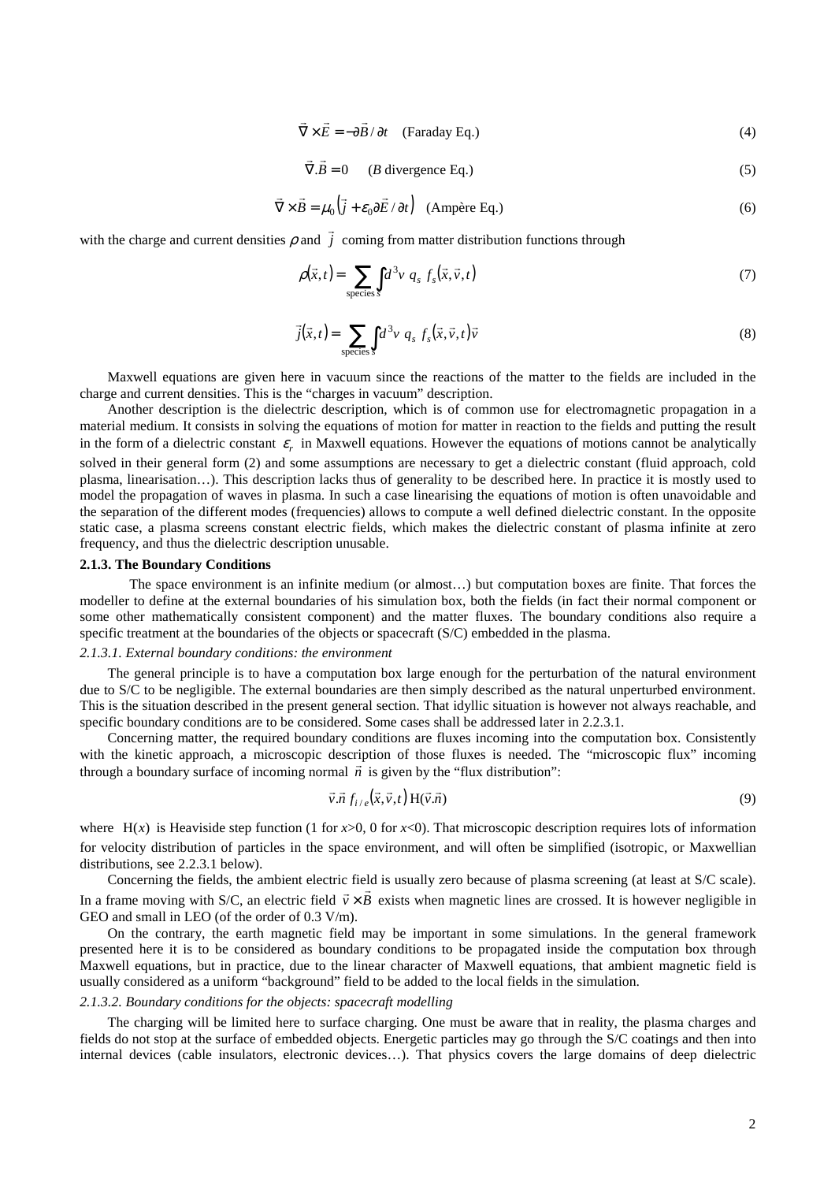$$\vec{\nabla}\times\vec{E} = -\partial\vec{B}/\partial t \quad \text{(Faraday Eq.)} \tag{4}$$

$$\vec{\nabla}.\vec{B} = 0 \quad (B \text{ divergence Eq.}) \tag{5}$$

$$\vec{\nabla}\times\vec{B} = \mu_0\left(\vec{j} + \varepsilon_0\partial\vec{E}/\partial t\right) \quad \text{(Ampère Eq.)} \tag{6}$$

with the charge and current densities $\rho$ and $\vec{j}$ coming from matter distribution functions through

$$\rho(\vec{x},t) = \sum_{\text{species } s}\int d^3v\ q_s\ f_s(\vec{x},\vec{v},t) \tag{7}$$

$$\vec{j}(\vec{x},t) = \sum_{\text{species } s}\int d^3v\ q_s\ f_s(\vec{x},\vec{v},t)\vec{v} \tag{8}$$

Maxwell equations are given here in vacuum since the reactions of the matter to the fields are included in the charge and current densities. This is the "charges in vacuum" description.

Another description is the dielectric description, which is of common use for electromagnetic propagation in a material medium. It consists in solving the equations of motion for matter in reaction to the fields and putting the result in the form of a dielectric constant $\varepsilon_r$ in Maxwell equations. However the equations of motions cannot be analytically solved in their general form (2) and some assumptions are necessary to get a dielectric constant (fluid approach, cold plasma, linearisation…). This description lacks thus of generality to be described here. In practice it is mostly used to model the propagation of waves in plasma. In such a case linearising the equations of motion is often unavoidable and the separation of the different modes (frequencies) allows to compute a well defined dielectric constant. In the opposite static case, a plasma screens constant electric fields, which makes the dielectric constant of plasma infinite at zero frequency, and thus the dielectric description unusable.

### 2.1.3. The Boundary Conditions

The space environment is an infinite medium (or almost…) but computation boxes are finite. That forces the modeller to define at the external boundaries of his simulation box, both the fields (in fact their normal component or some other mathematically consistent component) and the matter fluxes. The boundary conditions also require a specific treatment at the boundaries of the objects or spacecraft (S/C) embedded in the plasma.

*2.1.3.1. External boundary conditions: the environment*

The general principle is to have a computation box large enough for the perturbation of the natural environment due to S/C to be negligible. The external boundaries are then simply described as the natural unperturbed environment. This is the situation described in the present general section. That idyllic situation is however not always reachable, and specific boundary conditions are to be considered. Some cases shall be addressed later in 2.2.3.1.

Concerning matter, the required boundary conditions are fluxes incoming into the computation box. Consistently with the kinetic approach, a microscopic description of those fluxes is needed. The "microscopic flux" incoming through a boundary surface of incoming normal $\vec{n}$ is given by the "flux distribution":

$$\vec{v}.\vec{n}\ f_{i/e}(\vec{x},\vec{v},t)\ \mathrm{H}(\vec{v}.\vec{n}) \tag{9}$$

where $\mathrm{H}(x)$ is Heaviside step function (1 for $x>0$, 0 for $x<0$). That microscopic description requires lots of information for velocity distribution of particles in the space environment, and will often be simplified (isotropic, or Maxwellian distributions, see 2.2.3.1 below).

Concerning the fields, the ambient electric field is usually zero because of plasma screening (at least at S/C scale). In a frame moving with S/C, an electric field $\vec{v}\times\vec{B}$ exists when magnetic lines are crossed. It is however negligible in GEO and small in LEO (of the order of 0.3 V/m).

On the contrary, the earth magnetic field may be important in some simulations. In the general framework presented here it is to be considered as boundary conditions to be propagated inside the computation box through Maxwell equations, but in practice, due to the linear character of Maxwell equations, that ambient magnetic field is usually considered as a uniform "background" field to be added to the local fields in the simulation.

*2.1.3.2. Boundary conditions for the objects: spacecraft modelling*

The charging will be limited here to surface charging. One must be aware that in reality, the plasma charges and fields do not stop at the surface of embedded objects. Energetic particles may go through the S/C coatings and then into internal devices (cable insulators, electronic devices…). That physics covers the large domains of deep dielectric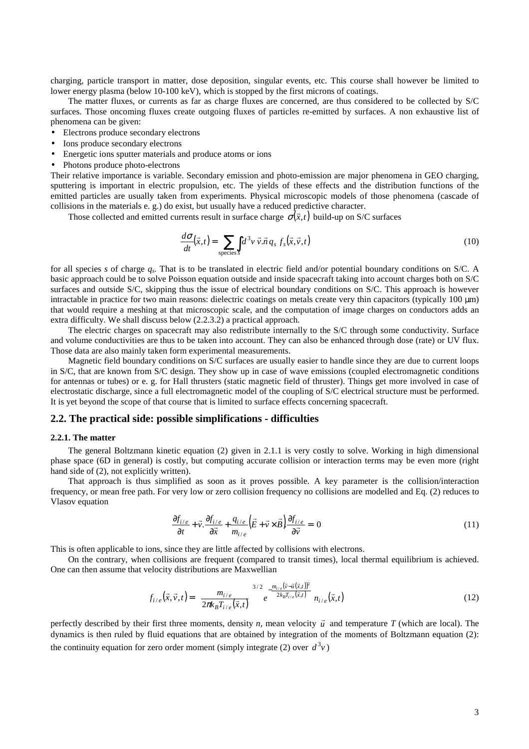charging, particle transport in matter, dose deposition, singular events, etc. This course shall however be limited to lower energy plasma (below 10-100 keV), which is stopped by the first microns of coatings.

The matter fluxes, or currents as far as charge fluxes are concerned, are thus considered to be collected by S/C surfaces. Those oncoming fluxes create outgoing fluxes of particles re-emitted by surfaces. A non exhaustive list of phenomena can be given:

- Electrons produce secondary electrons
- Ions produce secondary electrons
- Energetic ions sputter materials and produce atoms or ions
- Photons produce photo-electrons

Their relative importance is variable. Secondary emission and photo-emission are major phenomena in GEO charging, sputtering is important in electric propulsion, etc. The yields of these effects and the distribution functions of the emitted particles are usually taken from experiments. Physical microscopic models of those phenomena (cascade of collisions in the materials e. g.) do exist, but usually have a reduced predictive character.

Those collected and emitted currents result in surface charge $\sigma(\vec{x},t)$ build-up on S/C surfaces

$$\frac{d\sigma}{dt}(\vec{x},t) = \sum_{\text{species } s} \int d^3v \, \vec{v}.\vec{n} \, q_s \, f_s(\vec{x},\vec{v},t) \tag{10}$$

for all species $s$ of charge $q_s$. That is to be translated in electric field and/or potential boundary conditions on S/C. A basic approach could be to solve Poisson equation outside and inside spacecraft taking into account charges both on S/C surfaces and outside S/C, skipping thus the issue of electrical boundary conditions on S/C. This approach is however intractable in practice for two main reasons: dielectric coatings on metals create very thin capacitors (typically 100 µm) that would require a meshing at that microscopic scale, and the computation of image charges on conductors adds an extra difficulty. We shall discuss below (2.2.3.2) a practical approach.

The electric charges on spacecraft may also redistribute internally to the S/C through some conductivity. Surface and volume conductivities are thus to be taken into account. They can also be enhanced through dose (rate) or UV flux. Those data are also mainly taken form experimental measurements.

Magnetic field boundary conditions on S/C surfaces are usually easier to handle since they are due to current loops in S/C, that are known from S/C design. They show up in case of wave emissions (coupled electromagnetic conditions for antennas or tubes) or e. g. for Hall thrusters (static magnetic field of thruster). Things get more involved in case of electrostatic discharge, since a full electromagnetic model of the coupling of S/C electrical structure must be performed. It is yet beyond the scope of that course that is limited to surface effects concerning spacecraft.

## 2.2. The practical side: possible simplifications - difficulties

### 2.2.1. The matter

The general Boltzmann kinetic equation (2) given in 2.1.1 is very costly to solve. Working in high dimensional phase space (6D in general) is costly, but computing accurate collision or interaction terms may be even more (right hand side of (2), not explicitly written).

That approach is thus simplified as soon as it proves possible. A key parameter is the collision/interaction frequency, or mean free path. For very low or zero collision frequency no collisions are modelled and Eq. (2) reduces to Vlasov equation

$$\frac{\partial f_{i/e}}{\partial t} + \vec{v}.\frac{\partial f_{i/e}}{\partial \vec{x}} + \frac{q_{i/e}}{m_{i/e}}\left(\vec{E} + \vec{v} \times \vec{B}\right).\frac{\partial f_{i/e}}{\partial \vec{v}} = 0 \tag{11}$$

This is often applicable to ions, since they are little affected by collisions with electrons.

On the contrary, when collisions are frequent (compared to transit times), local thermal equilibrium is achieved. One can then assume that velocity distributions are Maxwellian

$$f_{i/e}(\vec{x},\vec{v},t) = \left(\frac{m_{i/e}}{2\pi k_B T_{i/e}(\vec{x},t)}\right)^{3/2} e^{-\frac{m_{i/e}\left(\vec{v}-\vec{u}(\vec{x},t)\right)^2}{2k_B T_{i/e}(\vec{x},t)}} \, n_{i/e}(\vec{x},t) \tag{12}$$

perfectly described by their first three moments, density $n$, mean velocity $\vec{u}$ and temperature $T$ (which are local). The dynamics is then ruled by fluid equations that are obtained by integration of the moments of Boltzmann equation (2): the continuity equation for zero order moment (simply integrate (2) over $d^3v$)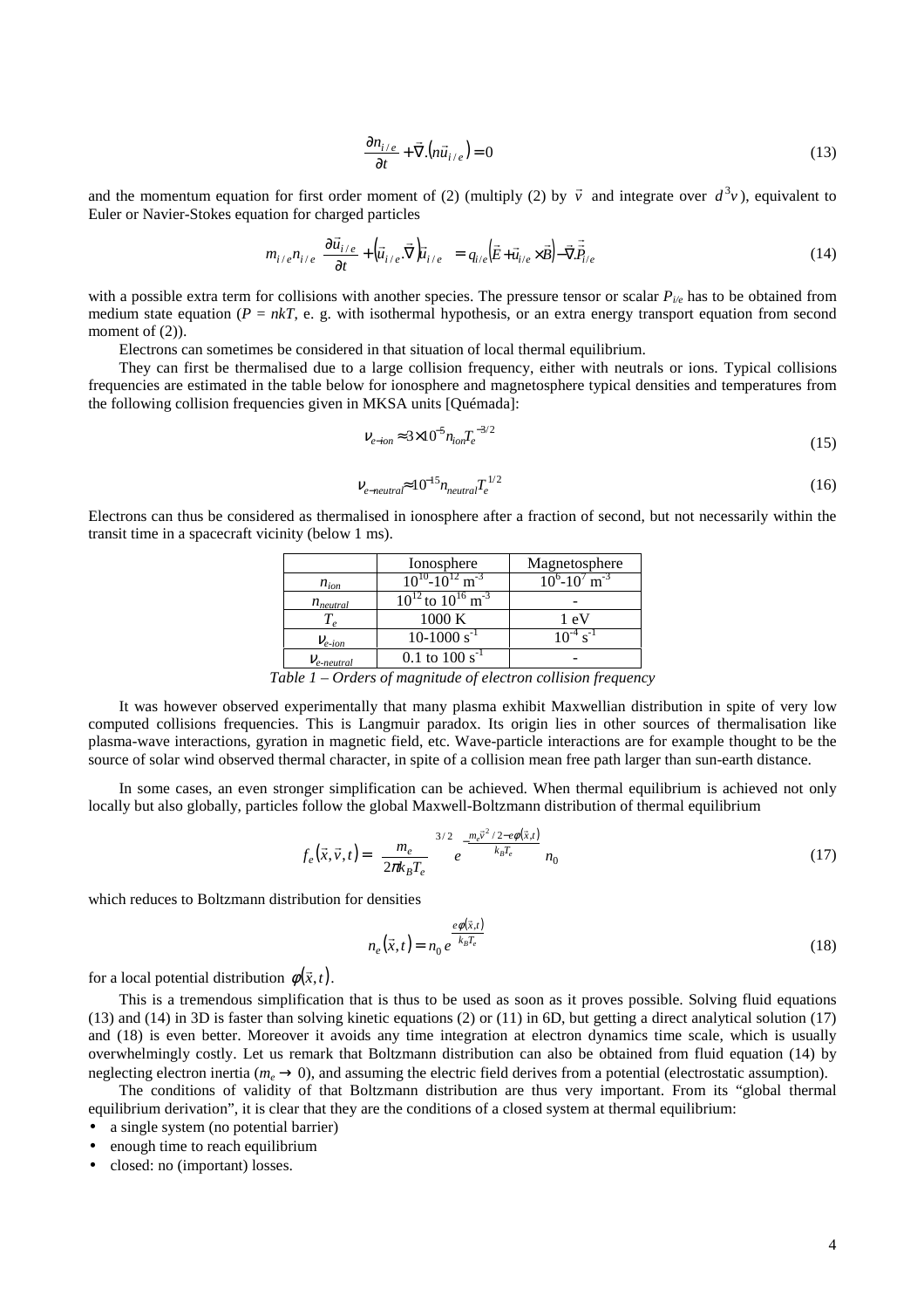$$\frac{\partial n_{i/e}}{\partial t} + \vec{\nabla}.\left(n\vec{u}_{i/e}\right) = 0 \tag{13}$$

and the momentum equation for first order moment of (2) (multiply (2) by $\vec{v}$ and integrate over $d^3v$), equivalent to Euler or Navier-Stokes equation for charged particles

$$m_{i/e} n_{i/e} \left(\frac{\partial \vec{u}_{i/e}}{\partial t} + \left(\vec{u}_{i/e}.\vec{\nabla}\right)\vec{u}_{i/e}\right) = q_{i/e}\left(\vec{E} + \vec{u}_{i/e} \times \vec{B}\right) - \vec{\nabla}.\vec{\vec{P}}_{i/e} \tag{14}$$

with a possible extra term for collisions with another species. The pressure tensor or scalar $P_{i/e}$ has to be obtained from medium state equation ($P = nkT$, e. g. with isothermal hypothesis, or an extra energy transport equation from second moment of (2)).

Electrons can sometimes be considered in that situation of local thermal equilibrium.

They can first be thermalised due to a large collision frequency, either with neutrals or ions. Typical collisions frequencies are estimated in the table below for ionosphere and magnetosphere typical densities and temperatures from the following collision frequencies given in MKSA units [Quémada]:

$$\nu_{e-ion} \approx 3 \times 10^{-5} n_{ion} T_e^{-3/2} \tag{15}$$

$$\nu_{e-neutral} \approx 10^{-15} n_{neutral} T_e^{1/2} \tag{16}$$

Electrons can thus be considered as thermalised in ionosphere after a fraction of second, but not necessarily within the transit time in a spacecraft vicinity (below 1 ms).

| | Ionosphere | Magnetosphere |
|---|---|---|
| $n_{ion}$ | $10^{10}$-$10^{12}$ m$^{-3}$ | $10^{6}$-$10^{7}$ m$^{-3}$ |
| $n_{neutral}$ | $10^{12}$ to $10^{16}$ m$^{-3}$ | - |
| $T_e$ | 1000 K | 1 eV |
| $\nu_{e\text{-}ion}$ | 10-1000 s$^{-1}$ | $10^{-4}$ s$^{-1}$ |
| $\nu_{e\text{-}neutral}$ | 0.1 to 100 s$^{-1}$ | - |

*Table 1 – Orders of magnitude of electron collision frequency*

It was however observed experimentally that many plasma exhibit Maxwellian distribution in spite of very low computed collisions frequencies. This is Langmuir paradox. Its origin lies in other sources of thermalisation like plasma-wave interactions, gyration in magnetic field, etc. Wave-particle interactions are for example thought to be the source of solar wind observed thermal character, in spite of a collision mean free path larger than sun-earth distance.

In some cases, an even stronger simplification can be achieved. When thermal equilibrium is achieved not only locally but also globally, particles follow the global Maxwell-Boltzmann distribution of thermal equilibrium

$$f_e\left(\vec{x},\vec{v},t\right) = \left(\frac{m_e}{2\pi k_B T_e}\right)^{3/2} e^{-\frac{m_e\vec{v}^2/2 - e\phi\left(\vec{x},t\right)}{k_B T_e}} n_0 \tag{17}$$

which reduces to Boltzmann distribution for densities

$$n_e\left(\vec{x},t\right) = n_0\, e^{\frac{e\phi\left(\vec{x},t\right)}{k_B T_e}} \tag{18}$$

for a local potential distribution $\phi\left(\vec{x},t\right)$.

This is a tremendous simplification that is thus to be used as soon as it proves possible. Solving fluid equations (13) and (14) in 3D is faster than solving kinetic equations (2) or (11) in 6D, but getting a direct analytical solution (17) and (18) is even better. Moreover it avoids any time integration at electron dynamics time scale, which is usually overwhelmingly costly. Let us remark that Boltzmann distribution can also be obtained from fluid equation (14) by neglecting electron inertia ($m_e \to 0$), and assuming the electric field derives from a potential (electrostatic assumption).

The conditions of validity of that Boltzmann distribution are thus very important. From its "global thermal equilibrium derivation", it is clear that they are the conditions of a closed system at thermal equilibrium:

- a single system (no potential barrier)
- enough time to reach equilibrium
- closed: no (important) losses.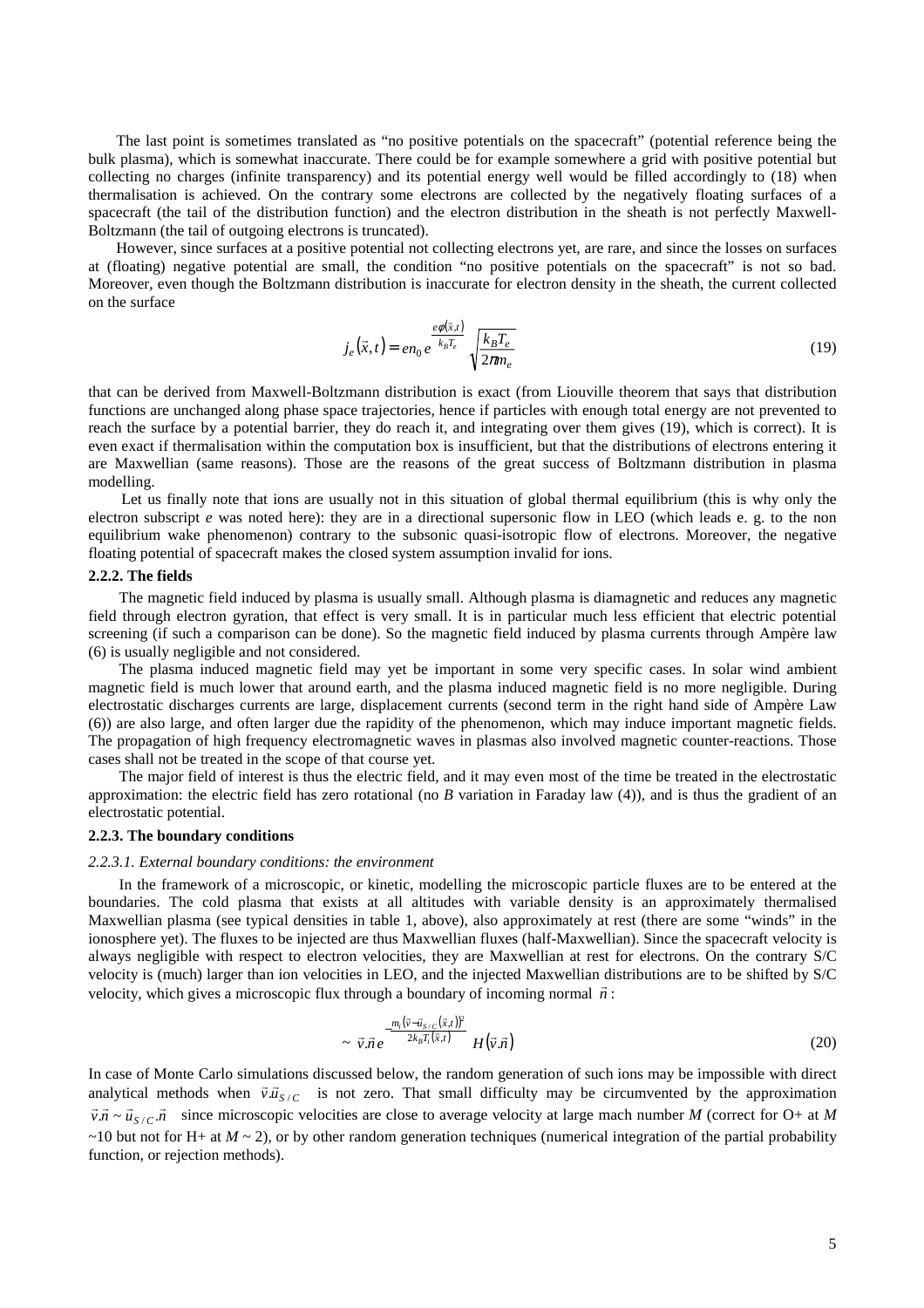The last point is sometimes translated as “no positive potentials on the spacecraft” (potential reference being the bulk plasma), which is somewhat inaccurate. There could be for example somewhere a grid with positive potential but collecting no charges (infinite transparency) and its potential energy well would be filled accordingly to (18) when thermalisation is achieved. On the contrary some electrons are collected by the negatively floating surfaces of a spacecraft (the tail of the distribution function) and the electron distribution in the sheath is not perfectly Maxwell-Boltzmann (the tail of outgoing electrons is truncated).

However, since surfaces at a positive potential not collecting electrons yet, are rare, and since the losses on surfaces at (floating) negative potential are small, the condition “no positive potentials on the spacecraft” is not so bad. Moreover, even though the Boltzmann distribution is inaccurate for electron density in the sheath, the current collected on the surface

$$j_e(\vec{x},t) = en_0 e^{\frac{e\phi(\vec{x},t)}{k_B T_e}} \sqrt{\frac{k_B T_e}{2\pi m_e}} \tag{19}$$

that can be derived from Maxwell-Boltzmann distribution is exact (from Liouville theorem that says that distribution functions are unchanged along phase space trajectories, hence if particles with enough total energy are not prevented to reach the surface by a potential barrier, they do reach it, and integrating over them gives (19), which is correct). It is even exact if thermalisation within the computation box is insufficient, but that the distributions of electrons entering it are Maxwellian (same reasons). Those are the reasons of the great success of Boltzmann distribution in plasma modelling.

Let us finally note that ions are usually not in this situation of global thermal equilibrium (this is why only the electron subscript *e* was noted here): they are in a directional supersonic flow in LEO (which leads e. g. to the non equilibrium wake phenomenon) contrary to the subsonic quasi-isotropic flow of electrons. Moreover, the negative floating potential of spacecraft makes the closed system assumption invalid for ions.

### 2.2.2. The fields

The magnetic field induced by plasma is usually small. Although plasma is diamagnetic and reduces any magnetic field through electron gyration, that effect is very small. It is in particular much less efficient that electric potential screening (if such a comparison can be done). So the magnetic field induced by plasma currents through Ampère law (6) is usually negligible and not considered.

The plasma induced magnetic field may yet be important in some very specific cases. In solar wind ambient magnetic field is much lower that around earth, and the plasma induced magnetic field is no more negligible. During electrostatic discharges currents are large, displacement currents (second term in the right hand side of Ampère Law (6)) are also large, and often larger due the rapidity of the phenomenon, which may induce important magnetic fields. The propagation of high frequency electromagnetic waves in plasmas also involved magnetic counter-reactions. Those cases shall not be treated in the scope of that course yet.

The major field of interest is thus the electric field, and it may even most of the time be treated in the electrostatic approximation: the electric field has zero rotational (no *B* variation in Faraday law (4)), and is thus the gradient of an electrostatic potential.

### 2.2.3. The boundary conditions

#### *2.2.3.1. External boundary conditions: the environment*

In the framework of a microscopic, or kinetic, modelling the microscopic particle fluxes are to be entered at the boundaries. The cold plasma that exists at all altitudes with variable density is an approximately thermalised Maxwellian plasma (see typical densities in table 1, above), also approximately at rest (there are some “winds” in the ionosphere yet). The fluxes to be injected are thus Maxwellian fluxes (half-Maxwellian). Since the spacecraft velocity is always negligible with respect to electron velocities, they are Maxwellian at rest for electrons. On the contrary S/C velocity is (much) larger than ion velocities in LEO, and the injected Maxwellian distributions are to be shifted by S/C velocity, which gives a microscopic flux through a boundary of incoming normal $\vec{n}$ :

$$\sim \vec{v}.\vec{n}\, e^{-\frac{m_i(\vec{v}-\vec{u}_{S/C}(\vec{x},t))^2}{2k_B T_i(\vec{x},t)}} H(\vec{v}.\vec{n}) \tag{20}$$

In case of Monte Carlo simulations discussed below, the random generation of such ions may be impossible with direct analytical methods when $\vec{v}.\vec{u}_{S/C}$ is not zero. That small difficulty may be circumvented by the approximation $\vec{v}.\vec{n} \sim \vec{u}_{S/C}.\vec{n}$ since microscopic velocities are close to average velocity at large mach number *M* (correct for O+ at $M \sim 10$ but not for H+ at $M \sim 2$), or by other random generation techniques (numerical integration of the partial probability function, or rejection methods).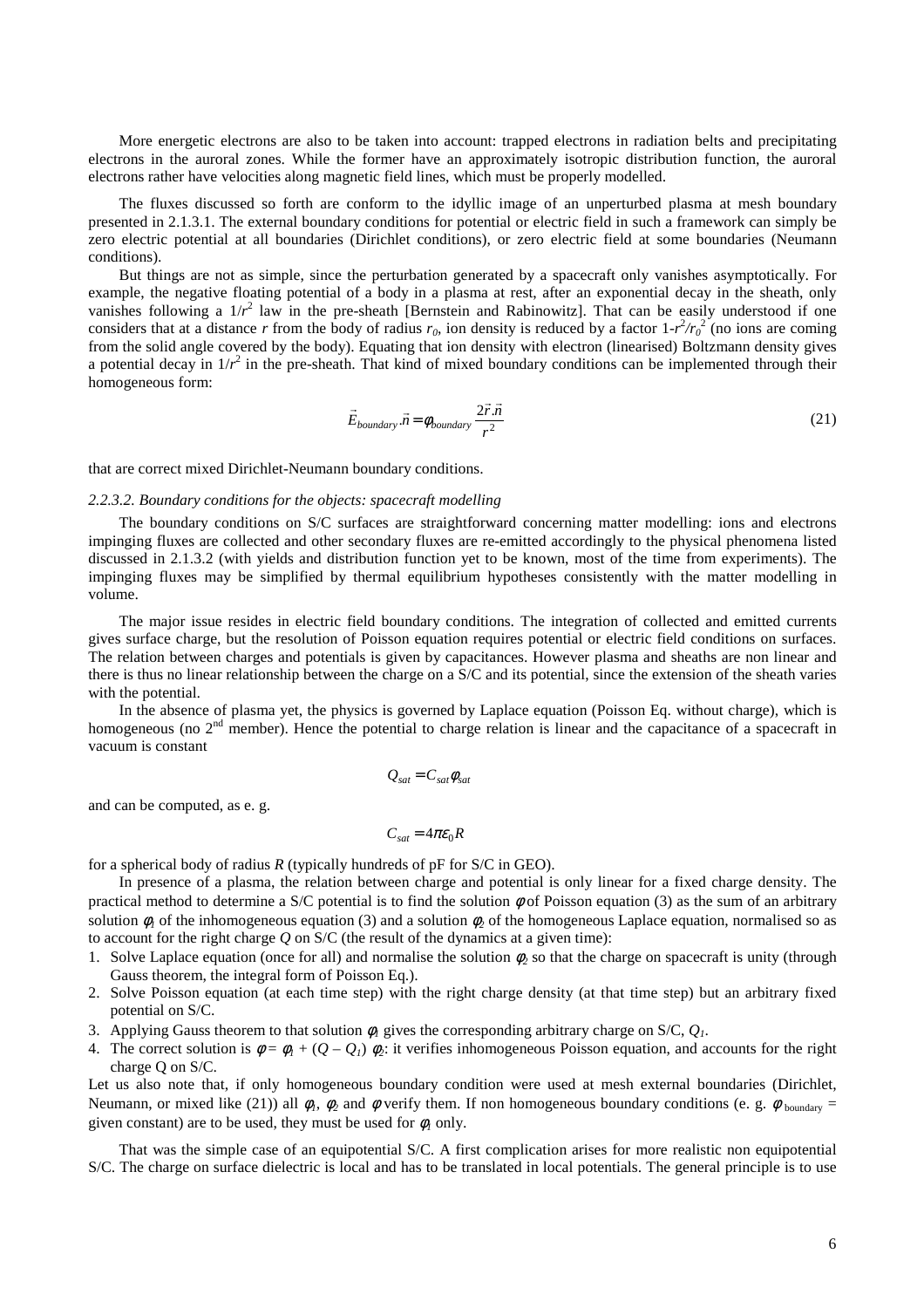More energetic electrons are also to be taken into account: trapped electrons in radiation belts and precipitating electrons in the auroral zones. While the former have an approximately isotropic distribution function, the auroral electrons rather have velocities along magnetic field lines, which must be properly modelled.

The fluxes discussed so forth are conform to the idyllic image of an unperturbed plasma at mesh boundary presented in 2.1.3.1. The external boundary conditions for potential or electric field in such a framework can simply be zero electric potential at all boundaries (Dirichlet conditions), or zero electric field at some boundaries (Neumann conditions).

But things are not as simple, since the perturbation generated by a spacecraft only vanishes asymptotically. For example, the negative floating potential of a body in a plasma at rest, after an exponential decay in the sheath, only vanishes following a $1/r^2$ law in the pre-sheath [Bernstein and Rabinowitz]. That can be easily understood if one considers that at a distance $r$ from the body of radius $r_0$, ion density is reduced by a factor $1\text{-}r^2/r_0^2$ (no ions are coming from the solid angle covered by the body). Equating that ion density with electron (linearised) Boltzmann density gives a potential decay in $1/r^2$ in the pre-sheath. That kind of mixed boundary conditions can be implemented through their homogeneous form:

$$\vec{E}_{boundary}.\vec{n} = \phi_{boundary}\frac{2\vec{r}.\vec{n}}{r^2} \tag{21}$$

that are correct mixed Dirichlet-Neumann boundary conditions.

#### *2.2.3.2. Boundary conditions for the objects: spacecraft modelling*

The boundary conditions on S/C surfaces are straightforward concerning matter modelling: ions and electrons impinging fluxes are collected and other secondary fluxes are re-emitted accordingly to the physical phenomena listed discussed in 2.1.3.2 (with yields and distribution function yet to be known, most of the time from experiments). The impinging fluxes may be simplified by thermal equilibrium hypotheses consistently with the matter modelling in volume.

The major issue resides in electric field boundary conditions. The integration of collected and emitted currents gives surface charge, but the resolution of Poisson equation requires potential or electric field conditions on surfaces. The relation between charges and potentials is given by capacitances. However plasma and sheaths are non linear and there is thus no linear relationship between the charge on a S/C and its potential, since the extension of the sheath varies with the potential.

In the absence of plasma yet, the physics is governed by Laplace equation (Poisson Eq. without charge), which is homogeneous (no 2[nd] member). Hence the potential to charge relation is linear and the capacitance of a spacecraft in vacuum is constant

$$Q_{sat} = C_{sat}\phi_{sat}$$

and can be computed, as e. g.

$$C_{sat} = 4\pi\varepsilon_0 R$$

for a spherical body of radius $R$ (typically hundreds of pF for S/C in GEO).

In presence of a plasma, the relation between charge and potential is only linear for a fixed charge density. The practical method to determine a S/C potential is to find the solution $\phi$ of Poisson equation (3) as the sum of an arbitrary solution $\phi_1$ of the inhomogeneous equation (3) and a solution $\phi_2$ of the homogeneous Laplace equation, normalised so as to account for the right charge $Q$ on S/C (the result of the dynamics at a given time):

1. Solve Laplace equation (once for all) and normalise the solution $\phi_2$ so that the charge on spacecraft is unity (through Gauss theorem, the integral form of Poisson Eq.).
2. Solve Poisson equation (at each time step) with the right charge density (at that time step) but an arbitrary fixed potential on S/C.
3. Applying Gauss theorem to that solution $\phi_1$ gives the corresponding arbitrary charge on S/C, $Q_1$.
4. The correct solution is $\phi = \phi_1 + (Q - Q_1)\ \phi_2$: it verifies inhomogeneous Poisson equation, and accounts for the right charge Q on S/C.

Let us also note that, if only homogeneous boundary condition were used at mesh external boundaries (Dirichlet, Neumann, or mixed like (21)) all $\phi_1$, $\phi_2$ and $\phi$ verify them. If non homogeneous boundary conditions (e. g. $\phi_{\text{boundary}}$ = given constant) are to be used, they must be used for $\phi_1$ only.

That was the simple case of an equipotential S/C. A first complication arises for more realistic non equipotential S/C. The charge on surface dielectric is local and has to be translated in local potentials. The general principle is to use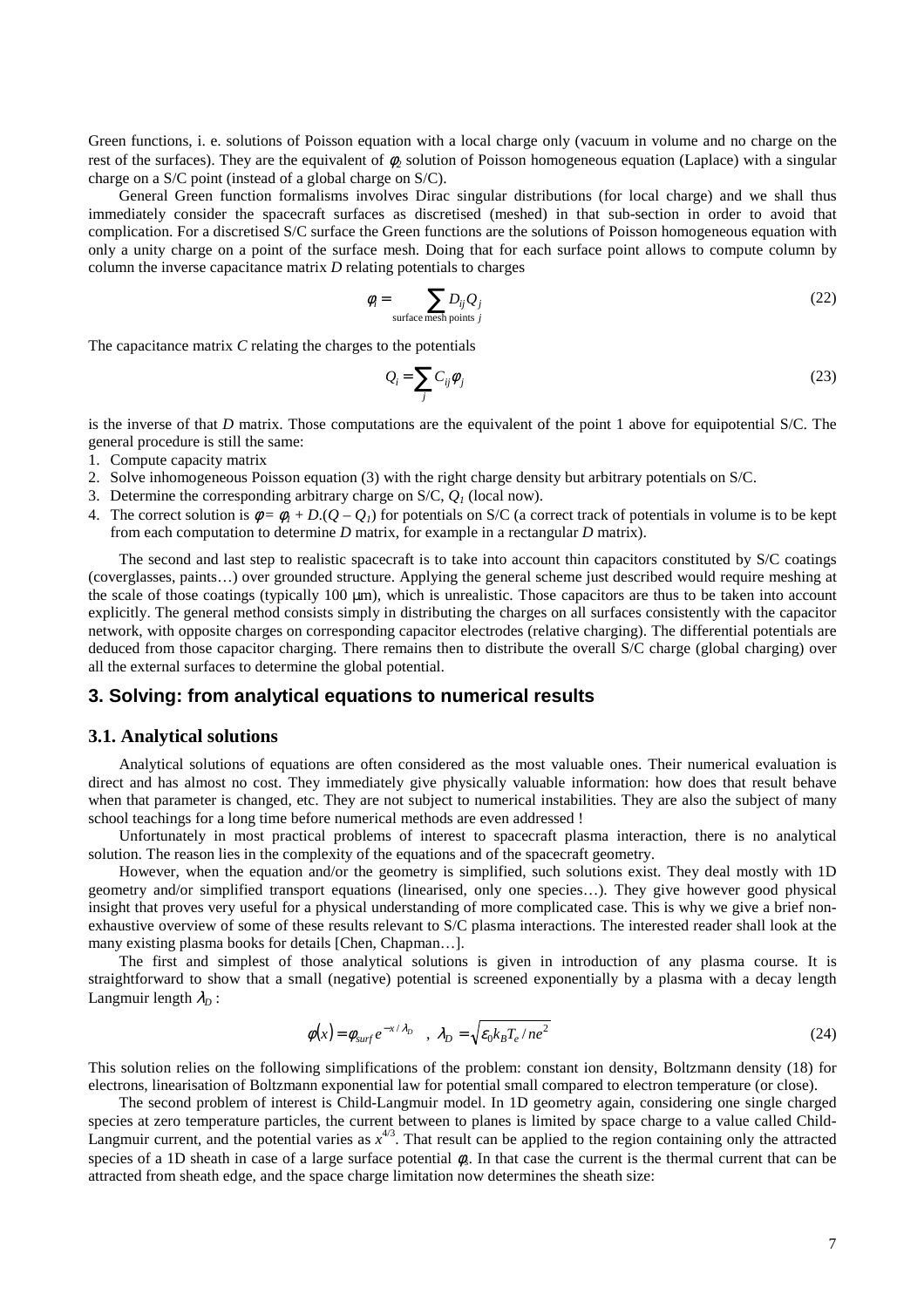Green functions, i. e. solutions of Poisson equation with a local charge only (vacuum in volume and no charge on the rest of the surfaces). They are the equivalent of $\phi_2$ solution of Poisson homogeneous equation (Laplace) with a singular charge on a S/C point (instead of a global charge on S/C).

General Green function formalisms involves Dirac singular distributions (for local charge) and we shall thus immediately consider the spacecraft surfaces as discretised (meshed) in that sub-section in order to avoid that complication. For a discretised S/C surface the Green functions are the solutions of Poisson homogeneous equation with only a unity charge on a point of the surface mesh. Doing that for each surface point allows to compute column by column the inverse capacitance matrix $D$ relating potentials to charges

$$\phi_i = \sum_{\text{surface mesh points } j} D_{ij} Q_j \tag{22}$$

The capacitance matrix $C$ relating the charges to the potentials

$$Q_i = \sum_j C_{ij} \phi_j \tag{23}$$

is the inverse of that $D$ matrix. Those computations are the equivalent of the point 1 above for equipotential S/C. The general procedure is still the same:

1. Compute capacity matrix
2. Solve inhomogeneous Poisson equation (3) with the right charge density but arbitrary potentials on S/C.
3. Determine the corresponding arbitrary charge on S/C, $Q_1$ (local now).
4. The correct solution is $\phi = \phi_1 + D.(Q - Q_1)$ for potentials on S/C (a correct track of potentials in volume is to be kept from each computation to determine $D$ matrix, for example in a rectangular $D$ matrix).

The second and last step to realistic spacecraft is to take into account thin capacitors constituted by S/C coatings (coverglasses, paints…) over grounded structure. Applying the general scheme just described would require meshing at the scale of those coatings (typically 100 µm), which is unrealistic. Those capacitors are thus to be taken into account explicitly. The general method consists simply in distributing the charges on all surfaces consistently with the capacitor network, with opposite charges on corresponding capacitor electrodes (relative charging). The differential potentials are deduced from those capacitor charging. There remains then to distribute the overall S/C charge (global charging) over all the external surfaces to determine the global potential.

## 3. Solving: from analytical equations to numerical results

### 3.1. Analytical solutions

Analytical solutions of equations are often considered as the most valuable ones. Their numerical evaluation is direct and has almost no cost. They immediately give physically valuable information: how does that result behave when that parameter is changed, etc. They are not subject to numerical instabilities. They are also the subject of many school teachings for a long time before numerical methods are even addressed !

Unfortunately in most practical problems of interest to spacecraft plasma interaction, there is no analytical solution. The reason lies in the complexity of the equations and of the spacecraft geometry.

However, when the equation and/or the geometry is simplified, such solutions exist. They deal mostly with 1D geometry and/or simplified transport equations (linearised, only one species…). They give however good physical insight that proves very useful for a physical understanding of more complicated case. This is why we give a brief non-exhaustive overview of some of these results relevant to S/C plasma interactions. The interested reader shall look at the many existing plasma books for details [Chen, Chapman…].

The first and simplest of those analytical solutions is given in introduction of any plasma course. It is straightforward to show that a small (negative) potential is screened exponentially by a plasma with a decay length Langmuir length $\lambda_D$ :

$$\phi(x) = \phi_{surf} e^{-x/\lambda_D} \quad , \quad \lambda_D = \sqrt{\varepsilon_0 k_B T_e / ne^2} \tag{24}$$

This solution relies on the following simplifications of the problem: constant ion density, Boltzmann density (18) for electrons, linearisation of Boltzmann exponential law for potential small compared to electron temperature (or close).

The second problem of interest is Child-Langmuir model. In 1D geometry again, considering one single charged species at zero temperature particles, the current between to planes is limited by space charge to a value called Child-Langmuir current, and the potential varies as $x^{4/3}$. That result can be applied to the region containing only the attracted species of a 1D sheath in case of a large surface potential $\phi_s$. In that case the current is the thermal current that can be attracted from sheath edge, and the space charge limitation now determines the sheath size: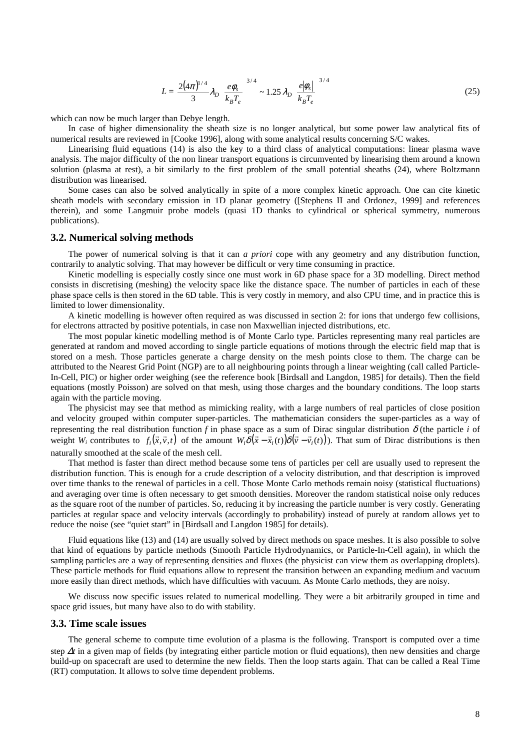$$L = \frac{2(4\pi)^{1/4}}{3}\lambda_D \left(\frac{e\phi_s}{k_B T_e}\right)^{3/4} \sim 1.25\,\lambda_D \left(\frac{e|\phi_s|}{k_B T_e}\right)^{3/4} \tag{25}$$

which can now be much larger than Debye length.

In case of higher dimensionality the sheath size is no longer analytical, but some power law analytical fits of numerical results are reviewed in [Cooke 1996], along with some analytical results concerning S/C wakes.

Linearising fluid equations (14) is also the key to a third class of analytical computations: linear plasma wave analysis. The major difficulty of the non linear transport equations is circumvented by linearising them around a known solution (plasma at rest), a bit similarly to the first problem of the small potential sheaths (24), where Boltzmann distribution was linearised.

Some cases can also be solved analytically in spite of a more complex kinetic approach. One can cite kinetic sheath models with secondary emission in 1D planar geometry ([Stephens II and Ordonez, 1999] and references therein), and some Langmuir probe models (quasi 1D thanks to cylindrical or spherical symmetry, numerous publications).

### 3.2. Numerical solving methods

The power of numerical solving is that it can *a priori* cope with any geometry and any distribution function, contrarily to analytic solving. That may however be difficult or very time consuming in practice.

Kinetic modelling is especially costly since one must work in 6D phase space for a 3D modelling. Direct method consists in discretising (meshing) the velocity space like the distance space. The number of particles in each of these phase space cells is then stored in the 6D table. This is very costly in memory, and also CPU time, and in practice this is limited to lower dimensionality.

A kinetic modelling is however often required as was discussed in section 2: for ions that undergo few collisions, for electrons attracted by positive potentials, in case non Maxwellian injected distributions, etc.

The most popular kinetic modelling method is of Monte Carlo type. Particles representing many real particles are generated at random and moved according to single particle equations of motions through the electric field map that is stored on a mesh. Those particles generate a charge density on the mesh points close to them. The charge can be attributed to the Nearest Grid Point (NGP) are to all neighbouring points through a linear weighting (call called Particle-In-Cell, PIC) or higher order weighing (see the reference book [Birdsall and Langdon, 1985] for details). Then the field equations (mostly Poisson) are solved on that mesh, using those charges and the boundary conditions. The loop starts again with the particle moving.

The physicist may see that method as mimicking reality, with a large numbers of real particles of close position and velocity grouped within computer super-particles. The mathematician considers the super-particles as a way of representing the real distribution function $f$ in phase space as a sum of Dirac singular distribution $\delta$ (the particle $i$ of weight $W_i$ contributes to $f_i(\vec{x},\vec{v},t)$ of the amount $W_i\delta(\vec{x}-\vec{x}_i(t))\delta(\vec{v}-\vec{v}_i(t))$). That sum of Dirac distributions is then naturally smoothed at the scale of the mesh cell.

That method is faster than direct method because some tens of particles per cell are usually used to represent the distribution function. This is enough for a crude description of a velocity distribution, and that description is improved over time thanks to the renewal of particles in a cell. Those Monte Carlo methods remain noisy (statistical fluctuations) and averaging over time is often necessary to get smooth densities. Moreover the random statistical noise only reduces as the square root of the number of particles. So, reducing it by increasing the particle number is very costly. Generating particles at regular space and velocity intervals (accordingly to probability) instead of purely at random allows yet to reduce the noise (see "quiet start" in [Birdsall and Langdon 1985] for details).

Fluid equations like (13) and (14) are usually solved by direct methods on space meshes. It is also possible to solve that kind of equations by particle methods (Smooth Particle Hydrodynamics, or Particle-In-Cell again), in which the sampling particles are a way of representing densities and fluxes (the physicist can view them as overlapping droplets). These particle methods for fluid equations allow to represent the transition between an expanding medium and vacuum more easily than direct methods, which have difficulties with vacuum. As Monte Carlo methods, they are noisy.

We discuss now specific issues related to numerical modelling. They were a bit arbitrarily grouped in time and space grid issues, but many have also to do with stability.

### 3.3. Time scale issues

The general scheme to compute time evolution of a plasma is the following. Transport is computed over a time step $\Delta t$ in a given map of fields (by integrating either particle motion or fluid equations), then new densities and charge build-up on spacecraft are used to determine the new fields. Then the loop starts again. That can be called a Real Time (RT) computation. It allows to solve time dependent problems.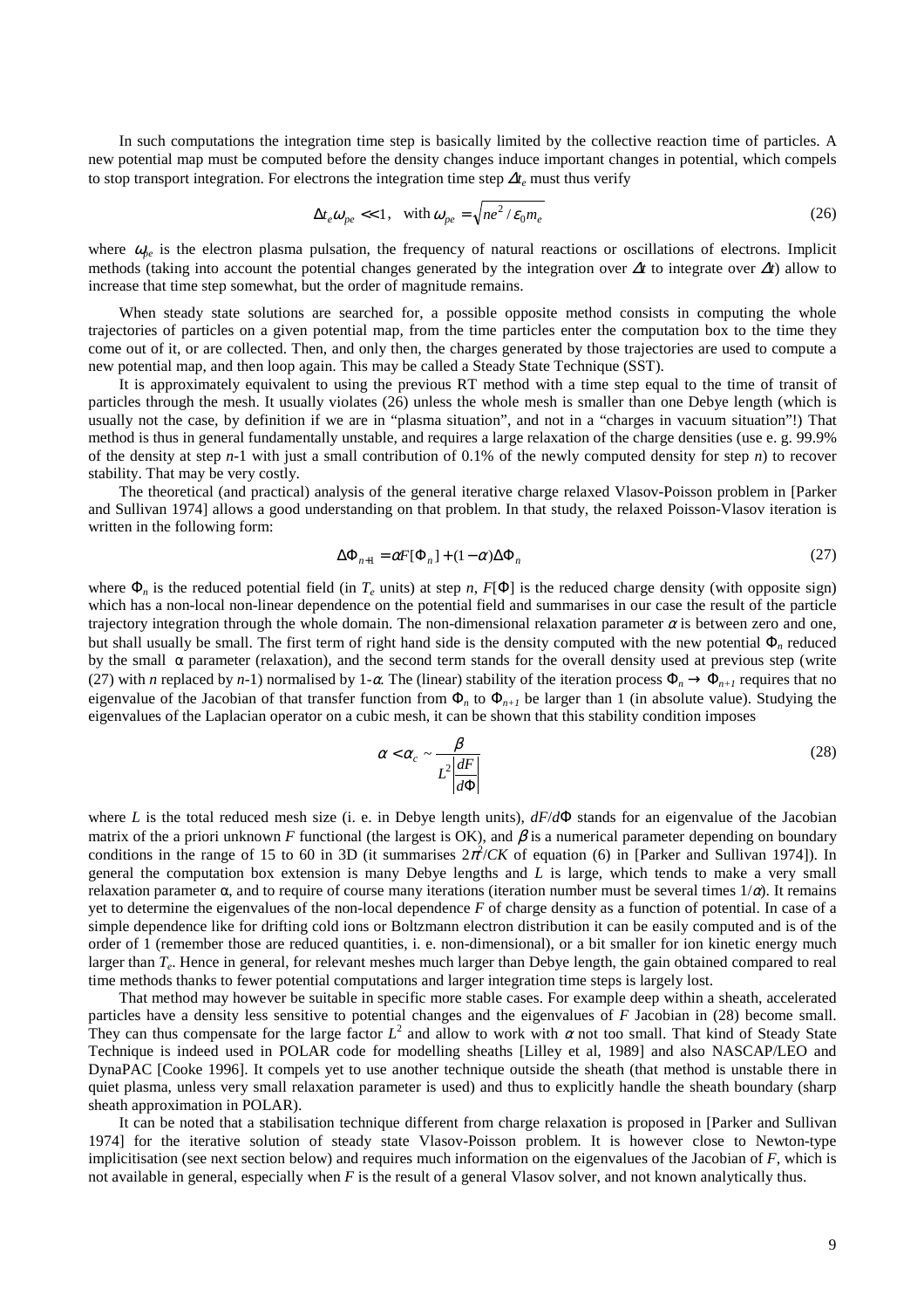In such computations the integration time step is basically limited by the collective reaction time of particles. A new potential map must be computed before the density changes induce important changes in potential, which compels to stop transport integration. For electrons the integration time step $\Delta t_e$ must thus verify

$$\Delta t_e \omega_{pe} << 1, \quad \text{with } \omega_{pe} = \sqrt{ne^2 / \varepsilon_0 m_e} \tag{26}$$

where $\omega_{pe}$ is the electron plasma pulsation, the frequency of natural reactions or oscillations of electrons. Implicit methods (taking into account the potential changes generated by the integration over $\Delta t$ to integrate over $\Delta t$) allow to increase that time step somewhat, but the order of magnitude remains.

When steady state solutions are searched for, a possible opposite method consists in computing the whole trajectories of particles on a given potential map, from the time particles enter the computation box to the time they come out of it, or are collected. Then, and only then, the charges generated by those trajectories are used to compute a new potential map, and then loop again. This may be called a Steady State Technique (SST).

It is approximately equivalent to using the previous RT method with a time step equal to the time of transit of particles through the mesh. It usually violates (26) unless the whole mesh is smaller than one Debye length (which is usually not the case, by definition if we are in "plasma situation", and not in a "charges in vacuum situation"!) That method is thus in general fundamentally unstable, and requires a large relaxation of the charge densities (use e. g. 99.9% of the density at step $n$-1 with just a small contribution of 0.1% of the newly computed density for step $n$) to recover stability. That may be very costly.

The theoretical (and practical) analysis of the general iterative charge relaxed Vlasov-Poisson problem in [Parker and Sullivan 1974] allows a good understanding on that problem. In that study, the relaxed Poisson-Vlasov iteration is written in the following form:

$$\Delta\Phi_{n+1} = \alpha F[\Phi_n] + (1-\alpha)\Delta\Phi_n \tag{27}$$

where $\Phi_n$ is the reduced potential field (in $T_e$ units) at step $n$, $F[\Phi]$ is the reduced charge density (with opposite sign) which has a non-local non-linear dependence on the potential field and summarises in our case the result of the particle trajectory integration through the whole domain. The non-dimensional relaxation parameter $\alpha$ is between zero and one, but shall usually be small. The first term of right hand side is the density computed with the new potential $\Phi_n$ reduced by the small $\alpha$ parameter (relaxation), and the second term stands for the overall density used at previous step (write (27) with $n$ replaced by $n$-1) normalised by 1-$\alpha$. The (linear) stability of the iteration process $\Phi_n \rightarrow \Phi_{n+1}$ requires that no eigenvalue of the Jacobian of that transfer function from $\Phi_n$ to $\Phi_{n+1}$ be larger than 1 (in absolute value). Studying the eigenvalues of the Laplacian operator on a cubic mesh, it can be shown that this stability condition imposes

$$\alpha < \alpha_c \sim \frac{\beta}{L^2 \left| \frac{dF}{d\Phi} \right|} \tag{28}$$

where $L$ is the total reduced mesh size (i. e. in Debye length units), $dF/d\Phi$ stands for an eigenvalue of the Jacobian matrix of the a priori unknown $F$ functional (the largest is OK), and $\beta$ is a numerical parameter depending on boundary conditions in the range of 15 to 60 in 3D (it summarises $2\pi^2/CK$ of equation (6) in [Parker and Sullivan 1974]). In general the computation box extension is many Debye lengths and $L$ is large, which tends to make a very small relaxation parameter $\alpha$, and to require of course many iterations (iteration number must be several times $1/\alpha$). It remains yet to determine the eigenvalues of the non-local dependence $F$ of charge density as a function of potential. In case of a simple dependence like for drifting cold ions or Boltzmann electron distribution it can be easily computed and is of the order of 1 (remember those are reduced quantities, i. e. non-dimensional), or a bit smaller for ion kinetic energy much larger than $T_e$. Hence in general, for relevant meshes much larger than Debye length, the gain obtained compared to real time methods thanks to fewer potential computations and larger integration time steps is largely lost.

That method may however be suitable in specific more stable cases. For example deep within a sheath, accelerated particles have a density less sensitive to potential changes and the eigenvalues of $F$ Jacobian in (28) become small. They can thus compensate for the large factor $L^2$ and allow to work with $\alpha$ not too small. That kind of Steady State Technique is indeed used in POLAR code for modelling sheaths [Lilley et al, 1989] and also NASCAP/LEO and DynaPAC [Cooke 1996]. It compels yet to use another technique outside the sheath (that method is unstable there in quiet plasma, unless very small relaxation parameter is used) and thus to explicitly handle the sheath boundary (sharp sheath approximation in POLAR).

It can be noted that a stabilisation technique different from charge relaxation is proposed in [Parker and Sullivan 1974] for the iterative solution of steady state Vlasov-Poisson problem. It is however close to Newton-type implicitisation (see next section below) and requires much information on the eigenvalues of the Jacobian of $F$, which is not available in general, especially when $F$ is the result of a general Vlasov solver, and not known analytically thus.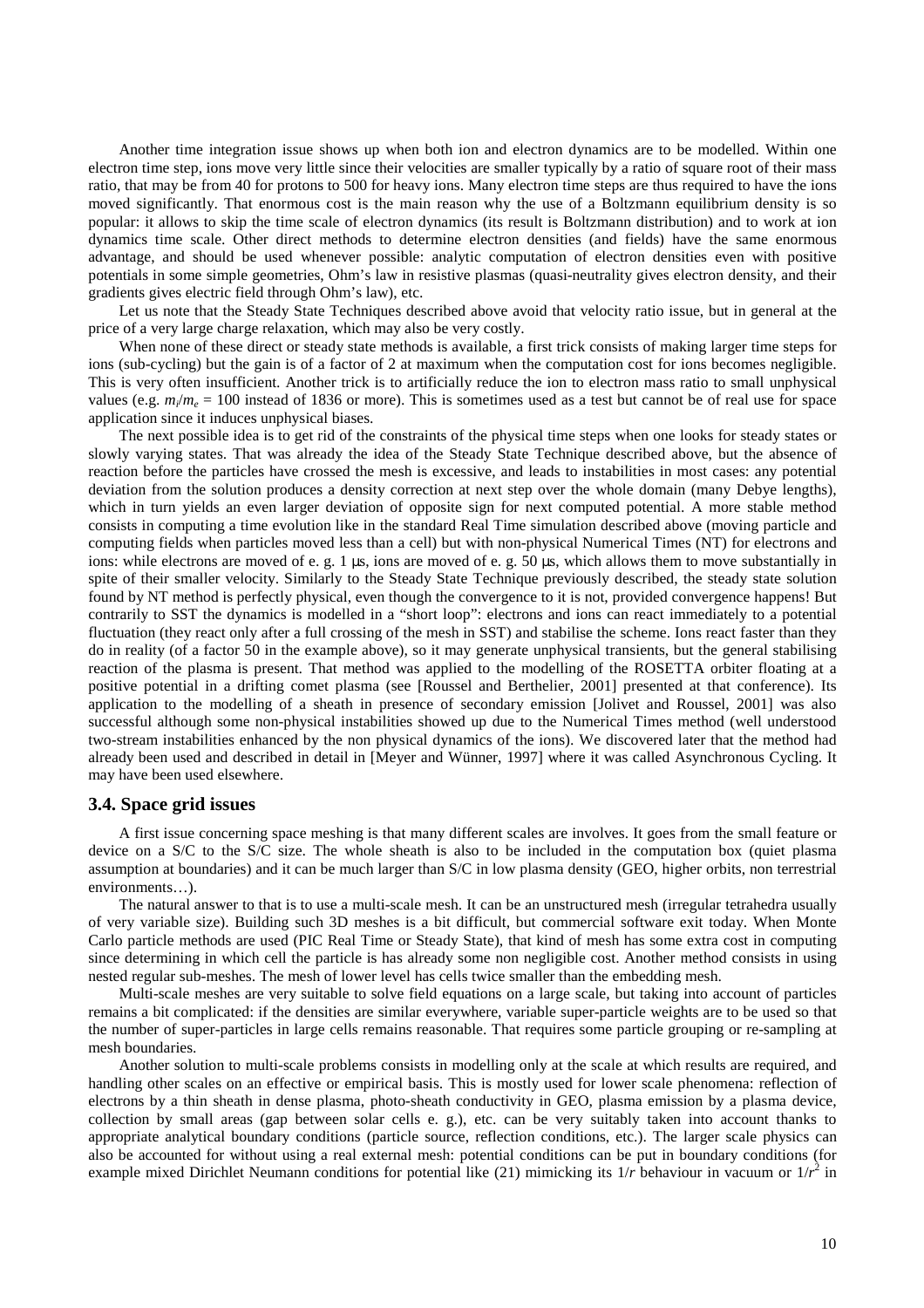Another time integration issue shows up when both ion and electron dynamics are to be modelled. Within one electron time step, ions move very little since their velocities are smaller typically by a ratio of square root of their mass ratio, that may be from 40 for protons to 500 for heavy ions. Many electron time steps are thus required to have the ions moved significantly. That enormous cost is the main reason why the use of a Boltzmann equilibrium density is so popular: it allows to skip the time scale of electron dynamics (its result is Boltzmann distribution) and to work at ion dynamics time scale. Other direct methods to determine electron densities (and fields) have the same enormous advantage, and should be used whenever possible: analytic computation of electron densities even with positive potentials in some simple geometries, Ohm's law in resistive plasmas (quasi-neutrality gives electron density, and their gradients gives electric field through Ohm's law), etc.

Let us note that the Steady State Techniques described above avoid that velocity ratio issue, but in general at the price of a very large charge relaxation, which may also be very costly.

When none of these direct or steady state methods is available, a first trick consists of making larger time steps for ions (sub-cycling) but the gain is of a factor of 2 at maximum when the computation cost for ions becomes negligible. This is very often insufficient. Another trick is to artificially reduce the ion to electron mass ratio to small unphysical values (e.g. $m_i/m_e = 100$ instead of 1836 or more). This is sometimes used as a test but cannot be of real use for space application since it induces unphysical biases.

The next possible idea is to get rid of the constraints of the physical time steps when one looks for steady states or slowly varying states. That was already the idea of the Steady State Technique described above, but the absence of reaction before the particles have crossed the mesh is excessive, and leads to instabilities in most cases: any potential deviation from the solution produces a density correction at next step over the whole domain (many Debye lengths), which in turn yields an even larger deviation of opposite sign for next computed potential. A more stable method consists in computing a time evolution like in the standard Real Time simulation described above (moving particle and computing fields when particles moved less than a cell) but with non-physical Numerical Times (NT) for electrons and ions: while electrons are moved of e. g. 1 µs, ions are moved of e. g. 50 µs, which allows them to move substantially in spite of their smaller velocity. Similarly to the Steady State Technique previously described, the steady state solution found by NT method is perfectly physical, even though the convergence to it is not, provided convergence happens! But contrarily to SST the dynamics is modelled in a "short loop": electrons and ions can react immediately to a potential fluctuation (they react only after a full crossing of the mesh in SST) and stabilise the scheme. Ions react faster than they do in reality (of a factor 50 in the example above), so it may generate unphysical transients, but the general stabilising reaction of the plasma is present. That method was applied to the modelling of the ROSETTA orbiter floating at a positive potential in a drifting comet plasma (see [Roussel and Berthelier, 2001] presented at that conference). Its application to the modelling of a sheath in presence of secondary emission [Jolivet and Roussel, 2001] was also successful although some non-physical instabilities showed up due to the Numerical Times method (well understood two-stream instabilities enhanced by the non physical dynamics of the ions). We discovered later that the method had already been used and described in detail in [Meyer and Wünner, 1997] where it was called Asynchronous Cycling. It may have been used elsewhere.

### 3.4. Space grid issues

A first issue concerning space meshing is that many different scales are involves. It goes from the small feature or device on a S/C to the S/C size. The whole sheath is also to be included in the computation box (quiet plasma assumption at boundaries) and it can be much larger than S/C in low plasma density (GEO, higher orbits, non terrestrial environments…).

The natural answer to that is to use a multi-scale mesh. It can be an unstructured mesh (irregular tetrahedra usually of very variable size). Building such 3D meshes is a bit difficult, but commercial software exit today. When Monte Carlo particle methods are used (PIC Real Time or Steady State), that kind of mesh has some extra cost in computing since determining in which cell the particle is has already some non negligible cost. Another method consists in using nested regular sub-meshes. The mesh of lower level has cells twice smaller than the embedding mesh.

Multi-scale meshes are very suitable to solve field equations on a large scale, but taking into account of particles remains a bit complicated: if the densities are similar everywhere, variable super-particle weights are to be used so that the number of super-particles in large cells remains reasonable. That requires some particle grouping or re-sampling at mesh boundaries.

Another solution to multi-scale problems consists in modelling only at the scale at which results are required, and handling other scales on an effective or empirical basis. This is mostly used for lower scale phenomena: reflection of electrons by a thin sheath in dense plasma, photo-sheath conductivity in GEO, plasma emission by a plasma device, collection by small areas (gap between solar cells e. g.), etc. can be very suitably taken into account thanks to appropriate analytical boundary conditions (particle source, reflection conditions, etc.). The larger scale physics can also be accounted for without using a real external mesh: potential conditions can be put in boundary conditions (for example mixed Dirichlet Neumann conditions for potential like (21) mimicking its $1/r$ behaviour in vacuum or $1/r^2$ in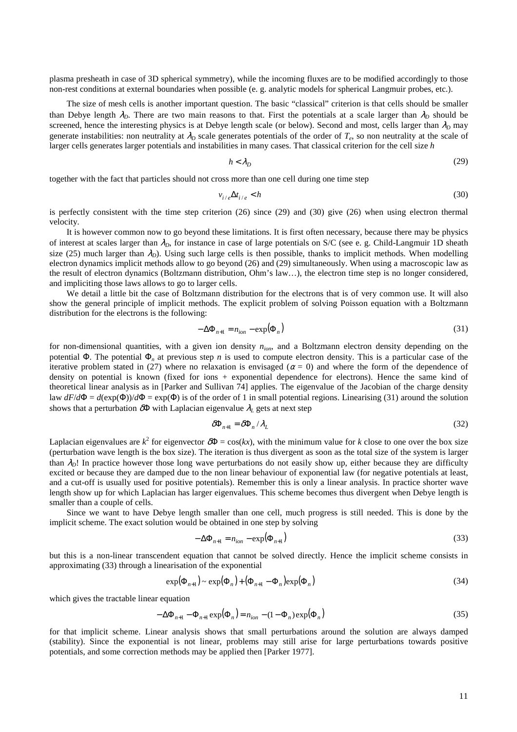plasma presheath in case of 3D spherical symmetry), while the incoming fluxes are to be modified accordingly to those non-rest conditions at external boundaries when possible (e. g. analytic models for spherical Langmuir probes, etc.).

The size of mesh cells is another important question. The basic "classical" criterion is that cells should be smaller than Debye length $\lambda_D$. There are two main reasons to that. First the potentials at a scale larger than $\lambda_D$ should be screened, hence the interesting physics is at Debye length scale (or below). Second and most, cells larger than $\lambda_D$ may generate instabilities: non neutrality at $\lambda_D$ scale generates potentials of the order of $T_e$, so non neutrality at the scale of larger cells generates larger potentials and instabilities in many cases. That classical criterion for the cell size $h$

$$h < \lambda_D \tag{29}$$

together with the fact that particles should not cross more than one cell during one time step

$$v_{i/e}\Delta t_{i/e} < h \tag{30}$$

is perfectly consistent with the time step criterion (26) since (29) and (30) give (26) when using electron thermal velocity.

It is however common now to go beyond these limitations. It is first often necessary, because there may be physics of interest at scales larger than $\lambda_D$, for instance in case of large potentials on S/C (see e. g. Child-Langmuir 1D sheath size (25) much larger than $\lambda_D$). Using such large cells is then possible, thanks to implicit methods. When modelling electron dynamics implicit methods allow to go beyond (26) and (29) simultaneously. When using a macroscopic law as the result of electron dynamics (Boltzmann distribution, Ohm's law…), the electron time step is no longer considered, and impliciting those laws allows to go to larger cells.

We detail a little bit the case of Boltzmann distribution for the electrons that is of very common use. It will also show the general principle of implicit methods. The explicit problem of solving Poisson equation with a Boltzmann distribution for the electrons is the following:

$$-\Delta\Phi_{n+1} = n_{ion} - \exp(\Phi_n) \tag{31}$$

for non-dimensional quantities, with a given ion density $n_{ion}$, and a Boltzmann electron density depending on the potential $\Phi$. The potential $\Phi_n$ at previous step $n$ is used to compute electron density. This is a particular case of the iterative problem stated in (27) where no relaxation is envisaged ($\alpha = 0$) and where the form of the dependence of density on potential is known (fixed for ions + exponential dependence for electrons). Hence the same kind of theoretical linear analysis as in [Parker and Sullivan 74] applies. The eigenvalue of the Jacobian of the charge density law $dF/d\Phi = d(\exp(\Phi))/d\Phi = \exp(\Phi)$ is of the order of 1 in small potential regions. Linearising (31) around the solution shows that a perturbation $\delta\Phi$ with Laplacian eigenvalue $\lambda_L$ gets at next step

$$\delta\Phi_{n+1} = \delta\Phi_n / \lambda_L \tag{32}$$

Laplacian eigenvalues are $k^2$ for eigenvector $\delta\Phi = \cos(kx)$, with the minimum value for $k$ close to one over the box size (perturbation wave length is the box size). The iteration is thus divergent as soon as the total size of the system is larger than $\lambda_D$! In practice however those long wave perturbations do not easily show up, either because they are difficulty excited or because they are damped due to the non linear behaviour of exponential law (for negative potentials at least, and a cut-off is usually used for positive potentials). Remember this is only a linear analysis. In practice shorter wave length show up for which Laplacian has larger eigenvalues. This scheme becomes thus divergent when Debye length is smaller than a couple of cells.

Since we want to have Debye length smaller than one cell, much progress is still needed. This is done by the implicit scheme. The exact solution would be obtained in one step by solving

$$-\Delta\Phi_{n+1} = n_{ion} - \exp(\Phi_{n+1}) \tag{33}$$

but this is a non-linear transcendent equation that cannot be solved directly. Hence the implicit scheme consists in approximating (33) through a linearisation of the exponential

$$\exp(\Phi_{n+1}) \sim \exp(\Phi_n) + (\Phi_{n+1} - \Phi_n)\exp(\Phi_n) \tag{34}$$

which gives the tractable linear equation

$$-\Delta\Phi_{n+1} - \Phi_{n+1}\exp(\Phi_n) = n_{ion} - (1 - \Phi_n)\exp(\Phi_n) \tag{35}$$

for that implicit scheme. Linear analysis shows that small perturbations around the solution are always damped (stability). Since the exponential is not linear, problems may still arise for large perturbations towards positive potentials, and some correction methods may be applied then [Parker 1977].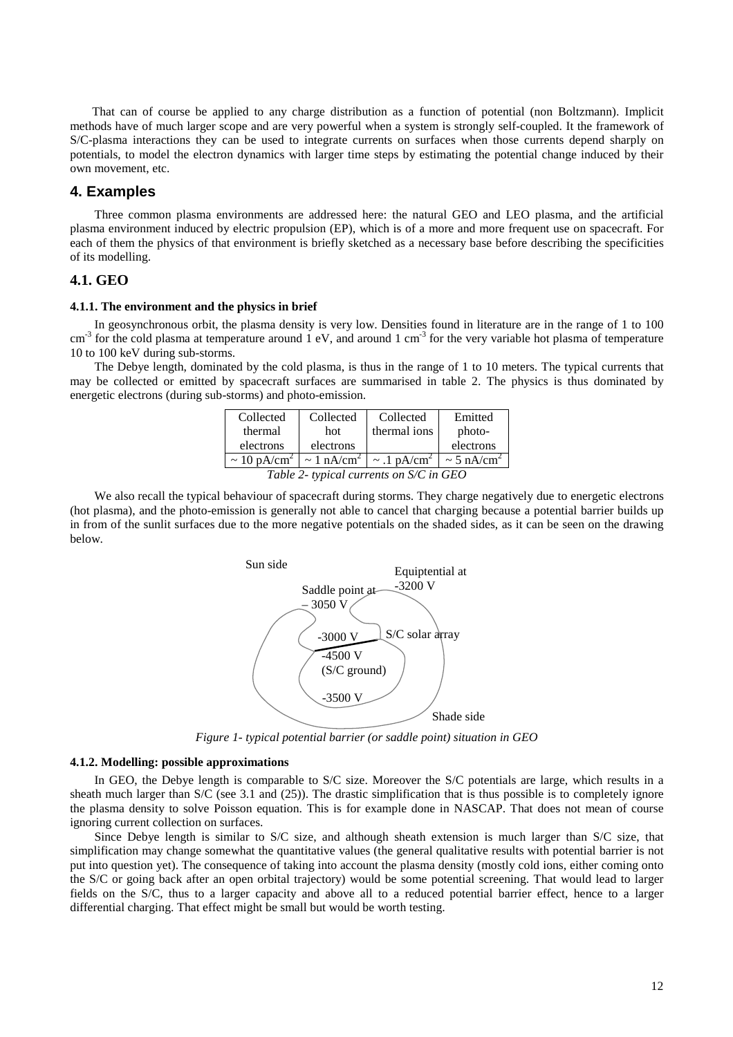That can of course be applied to any charge distribution as a function of potential (non Boltzmann). Implicit methods have of much larger scope and are very powerful when a system is strongly self-coupled. It the framework of S/C-plasma interactions they can be used to integrate currents on surfaces when those currents depend sharply on potentials, to model the electron dynamics with larger time steps by estimating the potential change induced by their own movement, etc.

## 4. Examples

Three common plasma environments are addressed here: the natural GEO and LEO plasma, and the artificial plasma environment induced by electric propulsion (EP), which is of a more and more frequent use on spacecraft. For each of them the physics of that environment is briefly sketched as a necessary base before describing the specificities of its modelling.

### 4.1. GEO

#### 4.1.1. The environment and the physics in brief

In geosynchronous orbit, the plasma density is very low. Densities found in literature are in the range of 1 to 100 $cm^{-3}$ for the cold plasma at temperature around 1 eV, and around 1 $cm^{-3}$ for the very variable hot plasma of temperature 10 to 100 keV during sub-storms.

The Debye length, dominated by the cold plasma, is thus in the range of 1 to 10 meters. The typical currents that may be collected or emitted by spacecraft surfaces are summarised in table 2. The physics is thus dominated by energetic electrons (during sub-storms) and photo-emission.

| Collected thermal electrons | Collected hot electrons | Collected thermal ions | Emitted photo-electrons |
|---|---|---|---|
| ~ 10 $pA/cm^2$ | ~ 1 $nA/cm^2$ | ~ .1 $pA/cm^2$ | ~ 5 $nA/cm^2$ |

*Table 2- typical currents on S/C in GEO*

We also recall the typical behaviour of spacecraft during storms. They charge negatively due to energetic electrons (hot plasma), and the photo-emission is generally not able to cancel that charging because a potential barrier builds up in from of the sunlit surfaces due to the more negative potentials on the shaded sides, as it can be seen on the drawing below.

Sun side
Equiptential at -3200 V
Saddle point at – 3050 V
-3000 V
S/C solar array
-4500 V (S/C ground)
-3500 V
Shade side

*Figure 1- typical potential barrier (or saddle point) situation in GEO*

#### 4.1.2. Modelling: possible approximations

In GEO, the Debye length is comparable to S/C size. Moreover the S/C potentials are large, which results in a sheath much larger than S/C (see 3.1 and (25)). The drastic simplification that is thus possible is to completely ignore the plasma density to solve Poisson equation. This is for example done in NASCAP. That does not mean of course ignoring current collection on surfaces.

Since Debye length is similar to S/C size, and although sheath extension is much larger than S/C size, that simplification may change somewhat the quantitative values (the general qualitative results with potential barrier is not put into question yet). The consequence of taking into account the plasma density (mostly cold ions, either coming onto the S/C or going back after an open orbital trajectory) would be some potential screening. That would lead to larger fields on the S/C, thus to a larger capacity and above all to a reduced potential barrier effect, hence to a larger differential charging. That effect might be small but would be worth testing.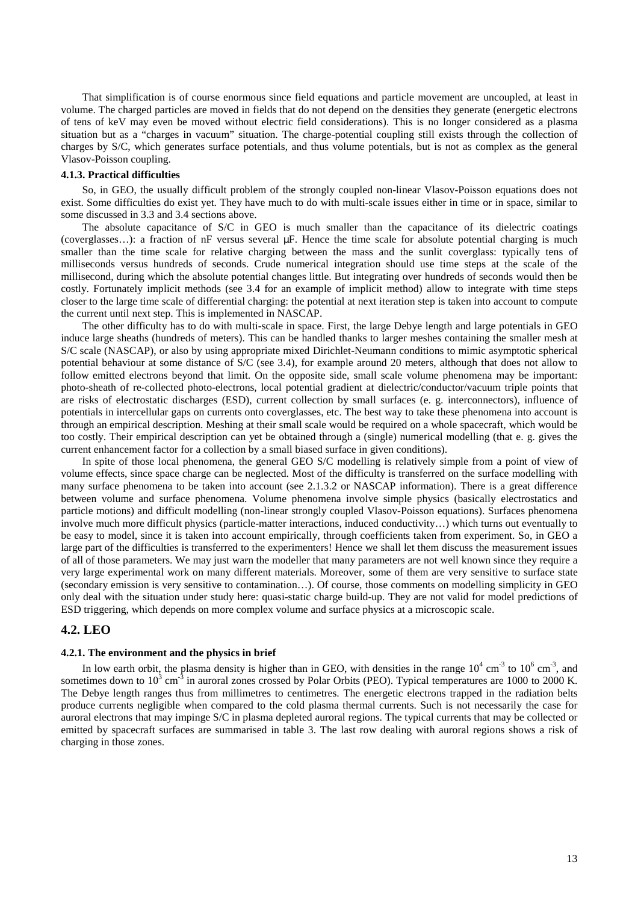That simplification is of course enormous since field equations and particle movement are uncoupled, at least in volume. The charged particles are moved in fields that do not depend on the densities they generate (energetic electrons of tens of keV may even be moved without electric field considerations). This is no longer considered as a plasma situation but as a "charges in vacuum" situation. The charge-potential coupling still exists through the collection of charges by S/C, which generates surface potentials, and thus volume potentials, but is not as complex as the general Vlasov-Poisson coupling.

#### 4.1.3. Practical difficulties

So, in GEO, the usually difficult problem of the strongly coupled non-linear Vlasov-Poisson equations does not exist. Some difficulties do exist yet. They have much to do with multi-scale issues either in time or in space, similar to some discussed in 3.3 and 3.4 sections above.

The absolute capacitance of S/C in GEO is much smaller than the capacitance of its dielectric coatings (coverglasses…): a fraction of nF versus several μF. Hence the time scale for absolute potential charging is much smaller than the time scale for relative charging between the mass and the sunlit coverglass: typically tens of milliseconds versus hundreds of seconds. Crude numerical integration should use time steps at the scale of the millisecond, during which the absolute potential changes little. But integrating over hundreds of seconds would then be costly. Fortunately implicit methods (see 3.4 for an example of implicit method) allow to integrate with time steps closer to the large time scale of differential charging: the potential at next iteration step is taken into account to compute the current until next step. This is implemented in NASCAP.

The other difficulty has to do with multi-scale in space. First, the large Debye length and large potentials in GEO induce large sheaths (hundreds of meters). This can be handled thanks to larger meshes containing the smaller mesh at S/C scale (NASCAP), or also by using appropriate mixed Dirichlet-Neumann conditions to mimic asymptotic spherical potential behaviour at some distance of S/C (see 3.4), for example around 20 meters, although that does not allow to follow emitted electrons beyond that limit. On the opposite side, small scale volume phenomena may be important: photo-sheath of re-collected photo-electrons, local potential gradient at dielectric/conductor/vacuum triple points that are risks of electrostatic discharges (ESD), current collection by small surfaces (e. g. interconnectors), influence of potentials in intercellular gaps on currents onto coverglasses, etc. The best way to take these phenomena into account is through an empirical description. Meshing at their small scale would be required on a whole spacecraft, which would be too costly. Their empirical description can yet be obtained through a (single) numerical modelling (that e. g. gives the current enhancement factor for a collection by a small biased surface in given conditions).

In spite of those local phenomena, the general GEO S/C modelling is relatively simple from a point of view of volume effects, since space charge can be neglected. Most of the difficulty is transferred on the surface modelling with many surface phenomena to be taken into account (see 2.1.3.2 or NASCAP information). There is a great difference between volume and surface phenomena. Volume phenomena involve simple physics (basically electrostatics and particle motions) and difficult modelling (non-linear strongly coupled Vlasov-Poisson equations). Surfaces phenomena involve much more difficult physics (particle-matter interactions, induced conductivity…) which turns out eventually to be easy to model, since it is taken into account empirically, through coefficients taken from experiment. So, in GEO a large part of the difficulties is transferred to the experimenters! Hence we shall let them discuss the measurement issues of all of those parameters. We may just warn the modeller that many parameters are not well known since they require a very large experimental work on many different materials. Moreover, some of them are very sensitive to surface state (secondary emission is very sensitive to contamination…). Of course, those comments on modelling simplicity in GEO only deal with the situation under study here: quasi-static charge build-up. They are not valid for model predictions of ESD triggering, which depends on more complex volume and surface physics at a microscopic scale.

## 4.2. LEO

#### 4.2.1. The environment and the physics in brief

In low earth orbit, the plasma density is higher than in GEO, with densities in the range $10^4$ cm$^{-3}$ to $10^6$ cm$^{-3}$, and sometimes down to $10^3$ cm$^{-3}$ in auroral zones crossed by Polar Orbits (PEO). Typical temperatures are 1000 to 2000 K. The Debye length ranges thus from millimetres to centimetres. The energetic electrons trapped in the radiation belts produce currents negligible when compared to the cold plasma thermal currents. Such is not necessarily the case for auroral electrons that may impinge S/C in plasma depleted auroral regions. The typical currents that may be collected or emitted by spacecraft surfaces are summarised in table 3. The last row dealing with auroral regions shows a risk of charging in those zones.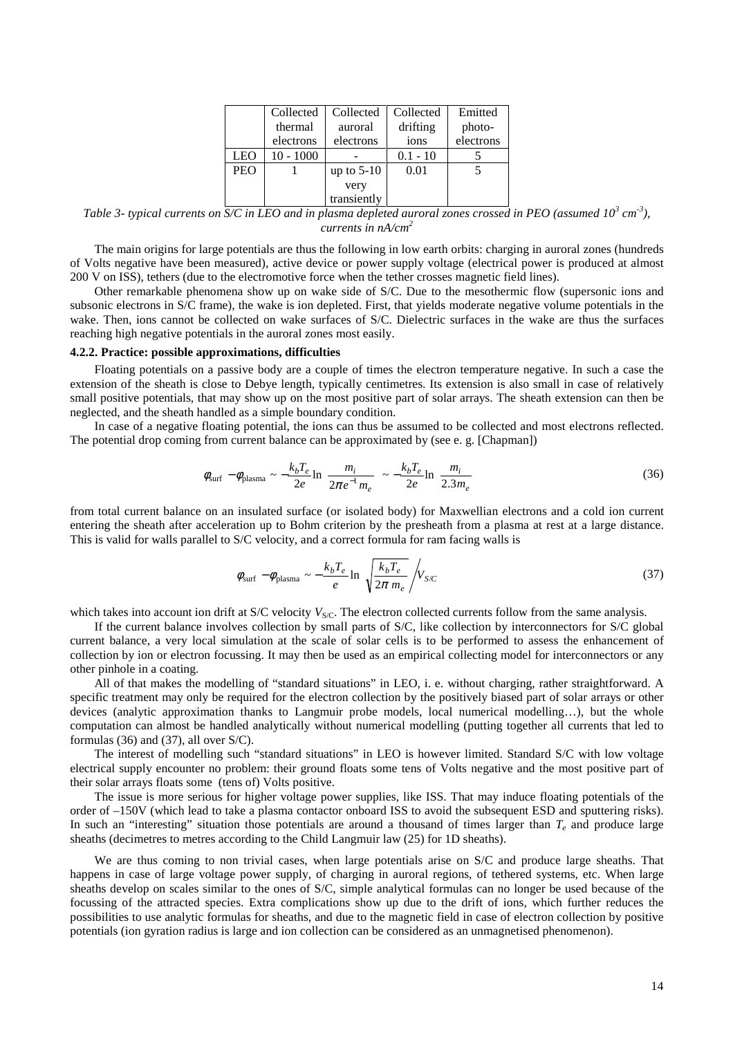| | Collected thermal electrons | Collected auroral electrons | Collected drifting ions | Emitted photo-electrons |
|---|---|---|---|---|
| LEO | 10 - 1000 | - | 0.1 - 10 | 5 |
| PEO | 1 | up to 5-10 very transiently | 0.01 | 5 |

*Table 3- typical currents on S/C in LEO and in plasma depleted auroral zones crossed in PEO (assumed $10^3$ cm$^{-3}$), currents in nA/cm$^2$*

The main origins for large potentials are thus the following in low earth orbits: charging in auroral zones (hundreds of Volts negative have been measured), active device or power supply voltage (electrical power is produced at almost 200 V on ISS), tethers (due to the electromotive force when the tether crosses magnetic field lines).

Other remarkable phenomena show up on wake side of S/C. Due to the mesothermic flow (supersonic ions and subsonic electrons in S/C frame), the wake is ion depleted. First, that yields moderate negative volume potentials in the wake. Then, ions cannot be collected on wake surfaces of S/C. Dielectric surfaces in the wake are thus the surfaces reaching high negative potentials in the auroral zones most easily.

**4.2.2. Practice: possible approximations, difficulties**

Floating potentials on a passive body are a couple of times the electron temperature negative. In such a case the extension of the sheath is close to Debye length, typically centimetres. Its extension is also small in case of relatively small positive potentials, that may show up on the most positive part of solar arrays. The sheath extension can then be neglected, and the sheath handled as a simple boundary condition.

In case of a negative floating potential, the ions can thus be assumed to be collected and most electrons reflected. The potential drop coming from current balance can be approximated by (see e. g. [Chapman])

$$\phi_{\text{surf}} - \phi_{\text{plasma}} \sim -\frac{k_b T_e}{2e} \ln\left(\frac{m_i}{2\pi e^{-1} m_e}\right) \sim -\frac{k_b T_e}{2e} \ln\left(\frac{m_i}{2.3 m_e}\right) \tag{36}$$

from total current balance on an insulated surface (or isolated body) for Maxwellian electrons and a cold ion current entering the sheath after acceleration up to Bohm criterion by the presheath from a plasma at rest at a large distance. This is valid for walls parallel to S/C velocity, and a correct formula for ram facing walls is

$$\phi_{\text{surf}} - \phi_{\text{plasma}} \sim -\frac{k_b T_e}{e} \ln\left(\sqrt{\frac{k_b T_e}{2\pi\, m_e}} \Big/ V_{S/C}\right) \tag{37}$$

which takes into account ion drift at S/C velocity $V_{S/C}$. The electron collected currents follow from the same analysis.

If the current balance involves collection by small parts of S/C, like collection by interconnectors for S/C global current balance, a very local simulation at the scale of solar cells is to be performed to assess the enhancement of collection by ion or electron focussing. It may then be used as an empirical collecting model for interconnectors or any other pinhole in a coating.

All of that makes the modelling of "standard situations" in LEO, i. e. without charging, rather straightforward. A specific treatment may only be required for the electron collection by the positively biased part of solar arrays or other devices (analytic approximation thanks to Langmuir probe models, local numerical modelling…), but the whole computation can almost be handled analytically without numerical modelling (putting together all currents that led to formulas (36) and (37), all over S/C).

The interest of modelling such "standard situations" in LEO is however limited. Standard S/C with low voltage electrical supply encounter no problem: their ground floats some tens of Volts negative and the most positive part of their solar arrays floats some (tens of) Volts positive.

The issue is more serious for higher voltage power supplies, like ISS. That may induce floating potentials of the order of –150V (which lead to take a plasma contactor onboard ISS to avoid the subsequent ESD and sputtering risks). In such an "interesting" situation those potentials are around a thousand of times larger than $T_e$ and produce large sheaths (decimetres to metres according to the Child Langmuir law (25) for 1D sheaths).

We are thus coming to non trivial cases, when large potentials arise on S/C and produce large sheaths. That happens in case of large voltage power supply, of charging in auroral regions, of tethered systems, etc. When large sheaths develop on scales similar to the ones of S/C, simple analytical formulas can no longer be used because of the focussing of the attracted species. Extra complications show up due to the drift of ions, which further reduces the possibilities to use analytic formulas for sheaths, and due to the magnetic field in case of electron collection by positive potentials (ion gyration radius is large and ion collection can be considered as an unmagnetised phenomenon).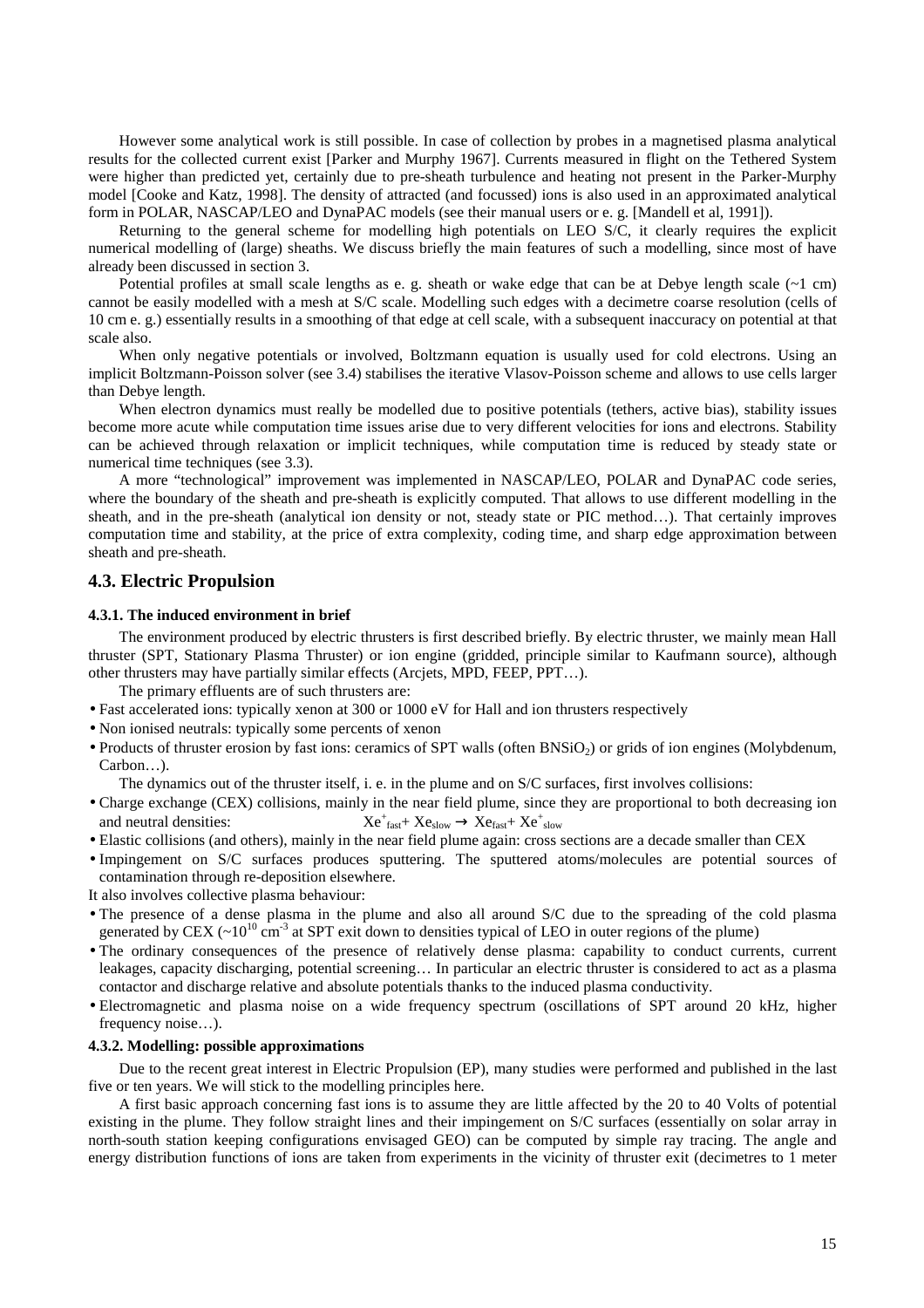However some analytical work is still possible. In case of collection by probes in a magnetised plasma analytical results for the collected current exist [Parker and Murphy 1967]. Currents measured in flight on the Tethered System were higher than predicted yet, certainly due to pre-sheath turbulence and heating not present in the Parker-Murphy model [Cooke and Katz, 1998]. The density of attracted (and focussed) ions is also used in an approximated analytical form in POLAR, NASCAP/LEO and DynaPAC models (see their manual users or e. g. [Mandell et al, 1991]).

Returning to the general scheme for modelling high potentials on LEO S/C, it clearly requires the explicit numerical modelling of (large) sheaths. We discuss briefly the main features of such a modelling, since most of have already been discussed in section 3.

Potential profiles at small scale lengths as e. g. sheath or wake edge that can be at Debye length scale (~1 cm) cannot be easily modelled with a mesh at S/C scale. Modelling such edges with a decimetre coarse resolution (cells of 10 cm e. g.) essentially results in a smoothing of that edge at cell scale, with a subsequent inaccuracy on potential at that scale also.

When only negative potentials or involved, Boltzmann equation is usually used for cold electrons. Using an implicit Boltzmann-Poisson solver (see 3.4) stabilises the iterative Vlasov-Poisson scheme and allows to use cells larger than Debye length.

When electron dynamics must really be modelled due to positive potentials (tethers, active bias), stability issues become more acute while computation time issues arise due to very different velocities for ions and electrons. Stability can be achieved through relaxation or implicit techniques, while computation time is reduced by steady state or numerical time techniques (see 3.3).

A more "technological" improvement was implemented in NASCAP/LEO, POLAR and DynaPAC code series, where the boundary of the sheath and pre-sheath is explicitly computed. That allows to use different modelling in the sheath, and in the pre-sheath (analytical ion density or not, steady state or PIC method…). That certainly improves computation time and stability, at the price of extra complexity, coding time, and sharp edge approximation between sheath and pre-sheath.

## 4.3. Electric Propulsion

### 4.3.1. The induced environment in brief

The environment produced by electric thrusters is first described briefly. By electric thruster, we mainly mean Hall thruster (SPT, Stationary Plasma Thruster) or ion engine (gridded, principle similar to Kaufmann source), although other thrusters may have partially similar effects (Arcjets, MPD, FEEP, PPT…).

The primary effluents are of such thrusters are:

- Fast accelerated ions: typically xenon at 300 or 1000 eV for Hall and ion thrusters respectively
- Non ionised neutrals: typically some percents of xenon
- Products of thruster erosion by fast ions: ceramics of SPT walls (often $BNSiO_2$) or grids of ion engines (Molybdenum, Carbon…).

The dynamics out of the thruster itself, i. e. in the plume and on S/C surfaces, first involves collisions:

- Charge exchange (CEX) collisions, mainly in the near field plume, since they are proportional to both decreasing ion and neutral densities: $Xe^+_{fast} + Xe_{slow} \rightarrow Xe_{fast} + Xe^+_{slow}$
- Elastic collisions (and others), mainly in the near field plume again: cross sections are a decade smaller than CEX
- Impingement on S/C surfaces produces sputtering. The sputtered atoms/molecules are potential sources of contamination through re-deposition elsewhere.

It also involves collective plasma behaviour:

- The presence of a dense plasma in the plume and also all around S/C due to the spreading of the cold plasma generated by CEX (~$10^{10}$ $cm^{-3}$ at SPT exit down to densities typical of LEO in outer regions of the plume)
- The ordinary consequences of the presence of relatively dense plasma: capability to conduct currents, current leakages, capacity discharging, potential screening… In particular an electric thruster is considered to act as a plasma contactor and discharge relative and absolute potentials thanks to the induced plasma conductivity.
- Electromagnetic and plasma noise on a wide frequency spectrum (oscillations of SPT around 20 kHz, higher frequency noise…).

### 4.3.2. Modelling: possible approximations

Due to the recent great interest in Electric Propulsion (EP), many studies were performed and published in the last five or ten years. We will stick to the modelling principles here.

A first basic approach concerning fast ions is to assume they are little affected by the 20 to 40 Volts of potential existing in the plume. They follow straight lines and their impingement on S/C surfaces (essentially on solar array in north-south station keeping configurations envisaged GEO) can be computed by simple ray tracing. The angle and energy distribution functions of ions are taken from experiments in the vicinity of thruster exit (decimetres to 1 meter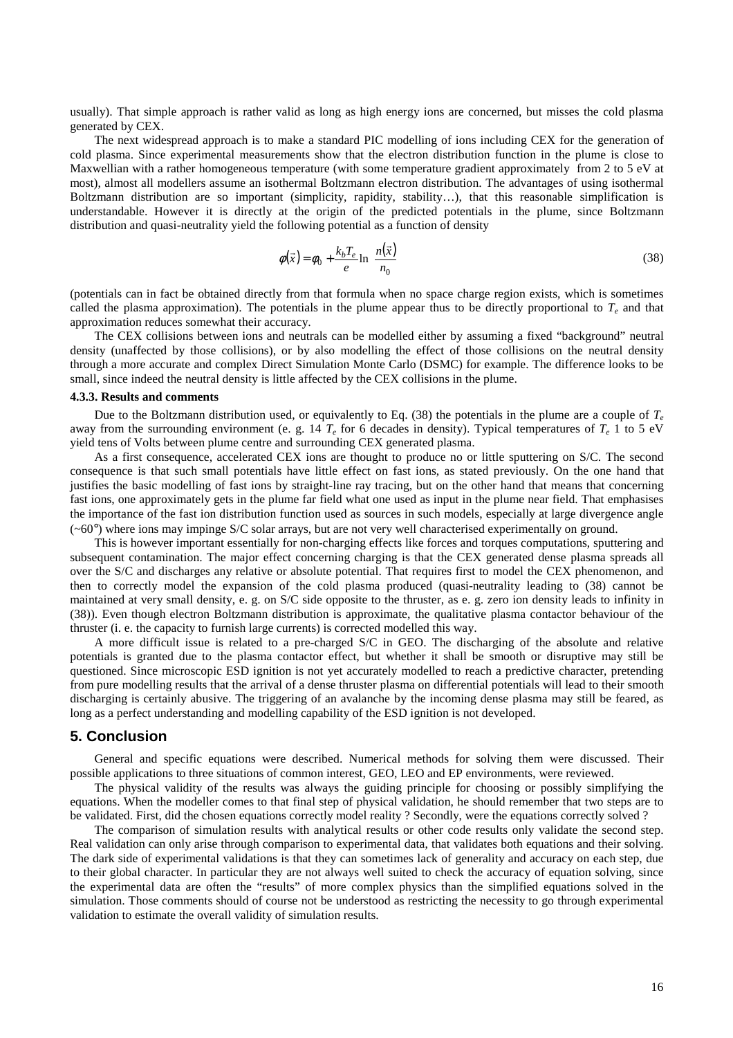usually). That simple approach is rather valid as long as high energy ions are concerned, but misses the cold plasma generated by CEX.

The next widespread approach is to make a standard PIC modelling of ions including CEX for the generation of cold plasma. Since experimental measurements show that the electron distribution function in the plume is close to Maxwellian with a rather homogeneous temperature (with some temperature gradient approximately from 2 to 5 eV at most), almost all modellers assume an isothermal Boltzmann electron distribution. The advantages of using isothermal Boltzmann distribution are so important (simplicity, rapidity, stability…), that this reasonable simplification is understandable. However it is directly at the origin of the predicted potentials in the plume, since Boltzmann distribution and quasi-neutrality yield the following potential as a function of density

$$\phi(\vec{x}) = \phi_0 + \frac{k_b T_e}{e} \ln\left(\frac{n(\vec{x})}{n_0}\right) \tag{38}$$

(potentials can in fact be obtained directly from that formula when no space charge region exists, which is sometimes called the plasma approximation). The potentials in the plume appear thus to be directly proportional to $T_e$ and that approximation reduces somewhat their accuracy.

The CEX collisions between ions and neutrals can be modelled either by assuming a fixed "background" neutral density (unaffected by those collisions), or by also modelling the effect of those collisions on the neutral density through a more accurate and complex Direct Simulation Monte Carlo (DSMC) for example. The difference looks to be small, since indeed the neutral density is little affected by the CEX collisions in the plume.

#### 4.3.3. Results and comments

Due to the Boltzmann distribution used, or equivalently to Eq. (38) the potentials in the plume are a couple of $T_e$ away from the surrounding environment (e. g. 14 $T_e$ for 6 decades in density). Typical temperatures of $T_e$ 1 to 5 eV yield tens of Volts between plume centre and surrounding CEX generated plasma.

As a first consequence, accelerated CEX ions are thought to produce no or little sputtering on S/C. The second consequence is that such small potentials have little effect on fast ions, as stated previously. On the one hand that justifies the basic modelling of fast ions by straight-line ray tracing, but on the other hand that means that concerning fast ions, one approximately gets in the plume far field what one used as input in the plume near field. That emphasises the importance of the fast ion distribution function used as sources in such models, especially at large divergence angle (~60°) where ions may impinge S/C solar arrays, but are not very well characterised experimentally on ground.

This is however important essentially for non-charging effects like forces and torques computations, sputtering and subsequent contamination. The major effect concerning charging is that the CEX generated dense plasma spreads all over the S/C and discharges any relative or absolute potential. That requires first to model the CEX phenomenon, and then to correctly model the expansion of the cold plasma produced (quasi-neutrality leading to (38) cannot be maintained at very small density, e. g. on S/C side opposite to the thruster, as e. g. zero ion density leads to infinity in (38)). Even though electron Boltzmann distribution is approximate, the qualitative plasma contactor behaviour of the thruster (i. e. the capacity to furnish large currents) is corrected modelled this way.

A more difficult issue is related to a pre-charged S/C in GEO. The discharging of the absolute and relative potentials is granted due to the plasma contactor effect, but whether it shall be smooth or disruptive may still be questioned. Since microscopic ESD ignition is not yet accurately modelled to reach a predictive character, pretending from pure modelling results that the arrival of a dense thruster plasma on differential potentials will lead to their smooth discharging is certainly abusive. The triggering of an avalanche by the incoming dense plasma may still be feared, as long as a perfect understanding and modelling capability of the ESD ignition is not developed.

## 5. Conclusion

General and specific equations were described. Numerical methods for solving them were discussed. Their possible applications to three situations of common interest, GEO, LEO and EP environments, were reviewed.

The physical validity of the results was always the guiding principle for choosing or possibly simplifying the equations. When the modeller comes to that final step of physical validation, he should remember that two steps are to be validated. First, did the chosen equations correctly model reality ? Secondly, were the equations correctly solved ?

The comparison of simulation results with analytical results or other code results only validate the second step. Real validation can only arise through comparison to experimental data, that validates both equations and their solving. The dark side of experimental validations is that they can sometimes lack of generality and accuracy on each step, due to their global character. In particular they are not always well suited to check the accuracy of equation solving, since the experimental data are often the "results" of more complex physics than the simplified equations solved in the simulation. Those comments should of course not be understood as restricting the necessity to go through experimental validation to estimate the overall validity of simulation results.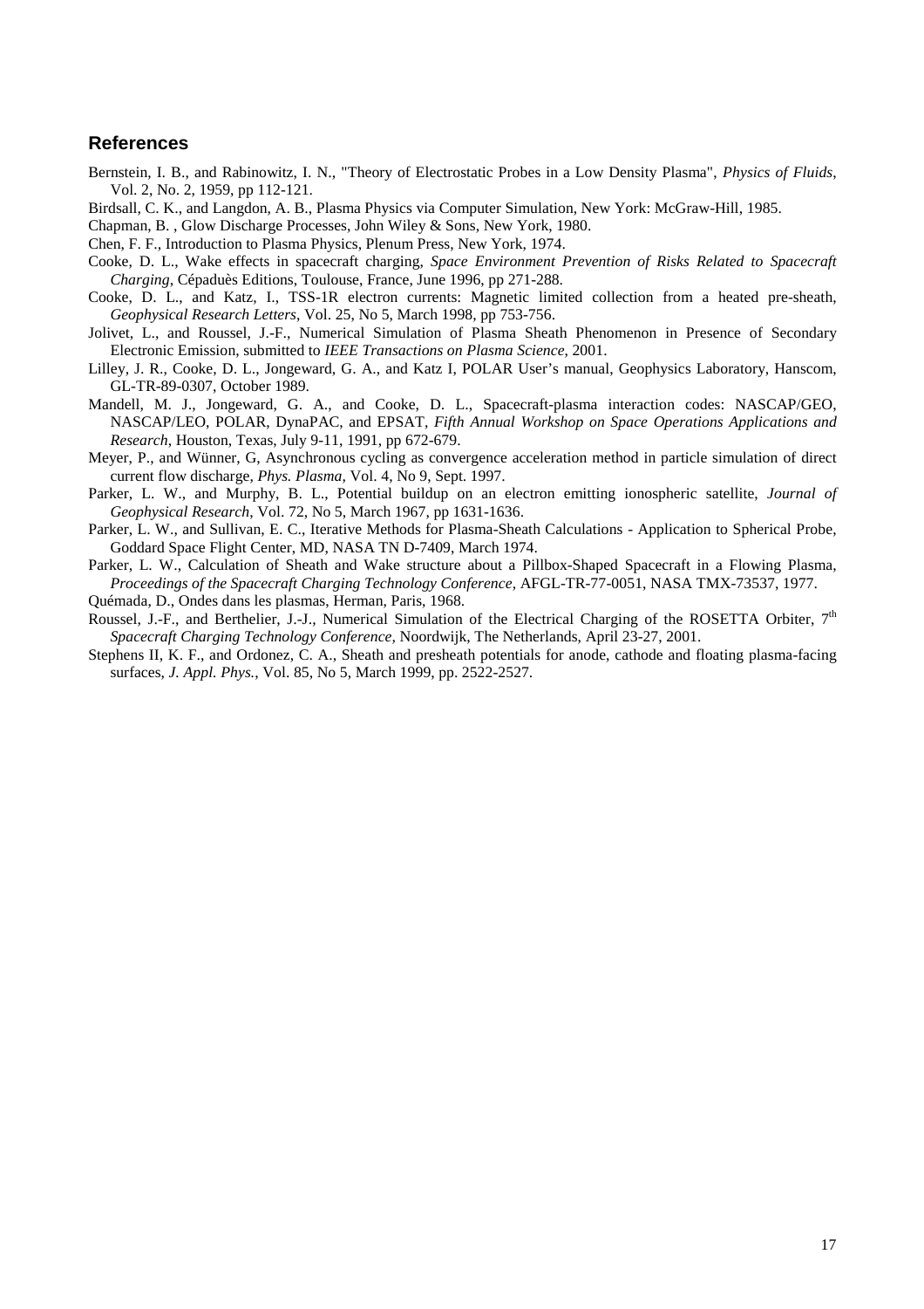## References

Bernstein, I. B., and Rabinowitz, I. N., "Theory of Electrostatic Probes in a Low Density Plasma", *Physics of Fluids*, Vol. 2, No. 2, 1959, pp 112-121.

Birdsall, C. K., and Langdon, A. B., Plasma Physics via Computer Simulation, New York: McGraw-Hill, 1985.

Chapman, B. , Glow Discharge Processes, John Wiley & Sons, New York, 1980.

Chen, F. F., Introduction to Plasma Physics, Plenum Press, New York, 1974.

Cooke, D. L., Wake effects in spacecraft charging, *Space Environment Prevention of Risks Related to Spacecraft Charging*, Cépaduès Editions, Toulouse, France, June 1996, pp 271-288.

Cooke, D. L., and Katz, I., TSS-1R electron currents: Magnetic limited collection from a heated pre-sheath, *Geophysical Research Letters*, Vol. 25, No 5, March 1998, pp 753-756.

Jolivet, L., and Roussel, J.-F., Numerical Simulation of Plasma Sheath Phenomenon in Presence of Secondary Electronic Emission, submitted to *IEEE Transactions on Plasma Science*, 2001.

Lilley, J. R., Cooke, D. L., Jongeward, G. A., and Katz I, POLAR User's manual, Geophysics Laboratory, Hanscom, GL-TR-89-0307, October 1989.

Mandell, M. J., Jongeward, G. A., and Cooke, D. L., Spacecraft-plasma interaction codes: NASCAP/GEO, NASCAP/LEO, POLAR, DynaPAC, and EPSAT, *Fifth Annual Workshop on Space Operations Applications and Research*, Houston, Texas, July 9-11, 1991, pp 672-679.

Meyer, P., and Wünner, G, Asynchronous cycling as convergence acceleration method in particle simulation of direct current flow discharge, *Phys. Plasma*, Vol. 4, No 9, Sept. 1997.

Parker, L. W., and Murphy, B. L., Potential buildup on an electron emitting ionospheric satellite, *Journal of Geophysical Research*, Vol. 72, No 5, March 1967, pp 1631-1636.

Parker, L. W., and Sullivan, E. C., Iterative Methods for Plasma-Sheath Calculations - Application to Spherical Probe, Goddard Space Flight Center, MD, NASA TN D-7409, March 1974.

Parker, L. W., Calculation of Sheath and Wake structure about a Pillbox-Shaped Spacecraft in a Flowing Plasma, *Proceedings of the Spacecraft Charging Technology Conference*, AFGL-TR-77-0051, NASA TMX-73537, 1977.

Quémada, D., Ondes dans les plasmas, Herman, Paris, 1968.

Roussel, J.-F., and Berthelier, J.-J., Numerical Simulation of the Electrical Charging of the ROSETTA Orbiter, 7th *Spacecraft Charging Technology Conference,* Noordwijk, The Netherlands, April 23-27, 2001.

Stephens II, K. F., and Ordonez, C. A., Sheath and presheath potentials for anode, cathode and floating plasma-facing surfaces, *J. Appl. Phys.*, Vol. 85, No 5, March 1999, pp. 2522-2527.